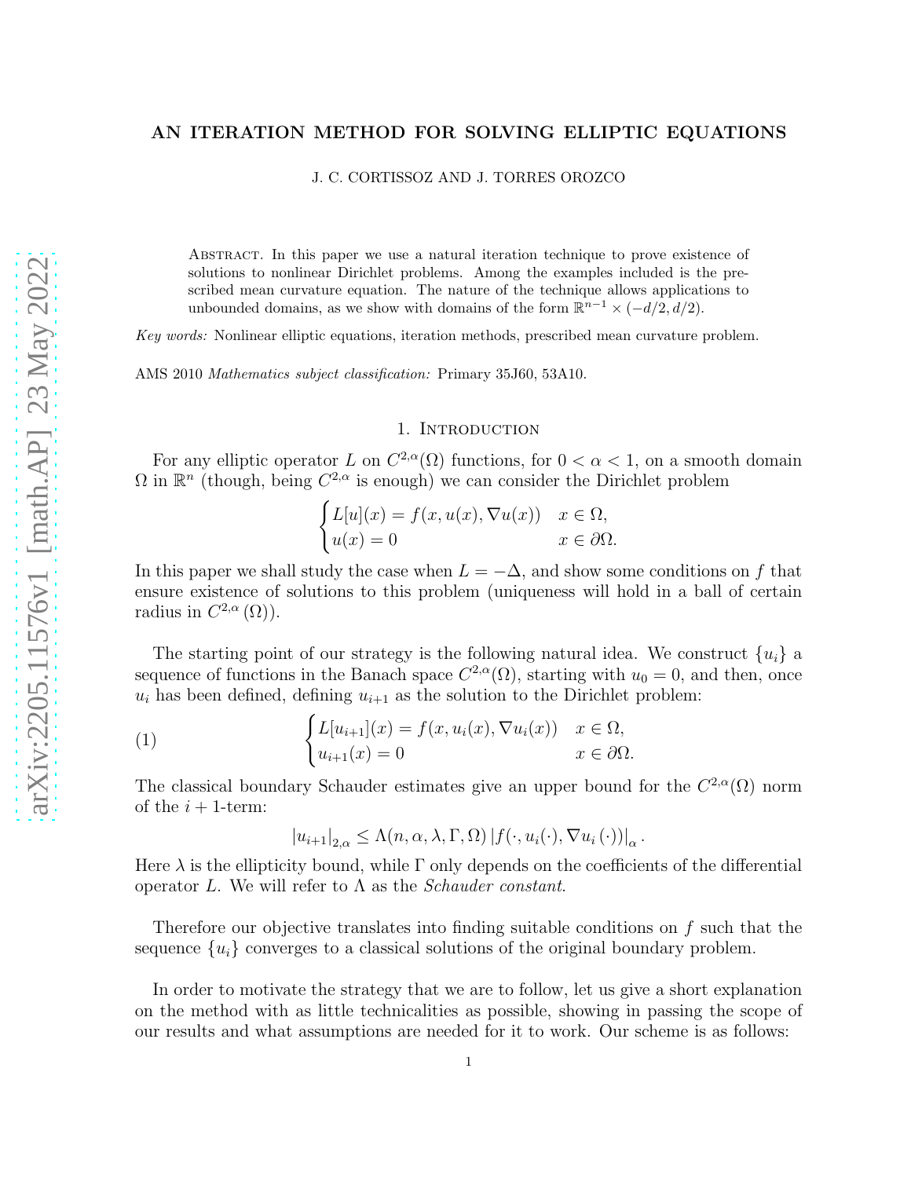# AN ITERATION METHOD FOR SOLVING ELLIPTIC EQUATIONS

J. C. CORTISSOZ AND J. TORRES OROZCO

Abstract. In this paper we use a natural iteration technique to prove existence of solutions to nonlinear Dirichlet problems. Among the examples included is the prescribed mean curvature equation. The nature of the technique allows applications to unbounded domains, as we show with domains of the form $\mathbb{R}^{n-1}\times(-d/2,d/2)$.

*Key words:* Nonlinear elliptic equations, iteration methods, prescribed mean curvature problem.

AMS 2010 *Mathematics subject classification:* Primary 35J60, 53A10.

## 1. Introduction

For any elliptic operator $L$ on $C^{2,\alpha}(\Omega)$ functions, for $0<\alpha<1$, on a smooth domain $\Omega$ in $\mathbb{R}^n$ (though, being $C^{2,\alpha}$ is enough) we can consider the Dirichlet problem

$$\begin{cases} L[u](x)=f(x,u(x),\nabla u(x)) & x\in\Omega,\\ u(x)=0 & x\in\partial\Omega.\end{cases}$$

In this paper we shall study the case when $L=-\Delta$, and show some conditions on $f$ that ensure existence of solutions to this problem (uniqueness will hold in a ball of certain radius in $C^{2,\alpha}(\Omega)$).

The starting point of our strategy is the following natural idea. We construct $\{u_i\}$ a sequence of functions in the Banach space $C^{2,\alpha}(\Omega)$, starting with $u_0=0$, and then, once $u_i$ has been defined, defining $u_{i+1}$ as the solution to the Dirichlet problem:

$$\begin{cases} L[u_{i+1}](x)=f(x,u_i(x),\nabla u_i(x)) & x\in\Omega,\\ u_{i+1}(x)=0 & x\in\partial\Omega.\end{cases} \tag{1}$$

The classical boundary Schauder estimates give an upper bound for the $C^{2,\alpha}(\Omega)$ norm of the $i+1$-term:

$$|u_{i+1}|_{2,\alpha}\leq \Lambda(n,\alpha,\lambda,\Gamma,\Omega)\,|f(\cdot,u_i(\cdot),\nabla u_i(\cdot))|_{\alpha}\,.$$

Here $\lambda$ is the ellipticity bound, while $\Gamma$ only depends on the coefficients of the differential operator $L$. We will refer to $\Lambda$ as the *Schauder constant*.

Therefore our objective translates into finding suitable conditions on $f$ such that the sequence $\{u_i\}$ converges to a classical solutions of the original boundary problem.

In order to motivate the strategy that we are to follow, let us give a short explanation on the method with as little technicalities as possible, showing in passing the scope of our results and what assumptions are needed for it to work. Our scheme is as follows: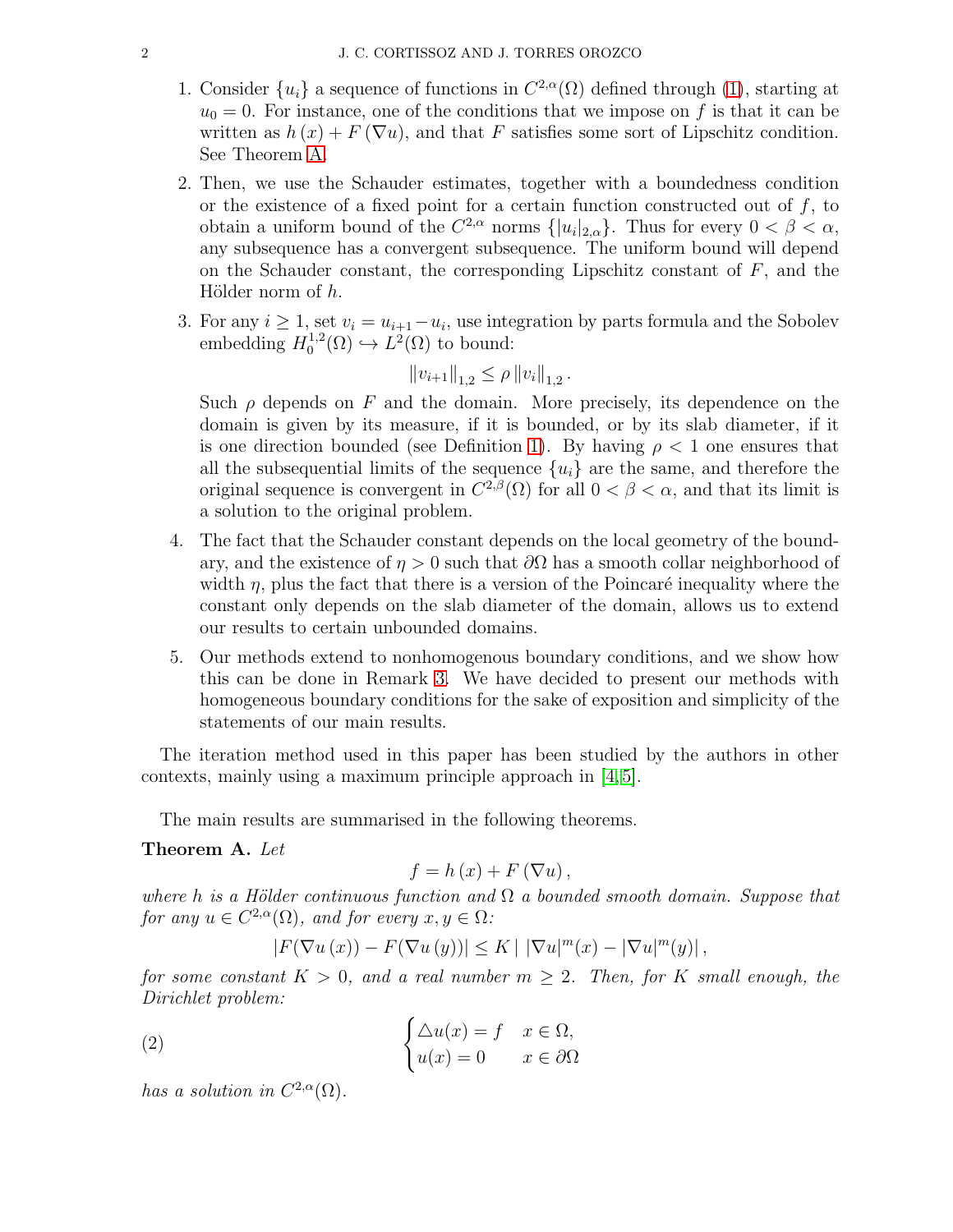1. Consider $\{u_i\}$ a sequence of functions in $C^{2,\alpha}(\Omega)$ defined through (1), starting at $u_0 = 0$. For instance, one of the conditions that we impose on $f$ is that it can be written as $h(x) + F(\nabla u)$, and that $F$ satisfies some sort of Lipschitz condition. See Theorem A.
2. Then, we use the Schauder estimates, together with a boundedness condition or the existence of a fixed point for a certain function constructed out of $f$, to obtain a uniform bound of the $C^{2,\alpha}$ norms $\{|u_i|_{2,\alpha}\}$. Thus for every $0 < \beta < \alpha$, any subsequence has a convergent subsequence. The uniform bound will depend on the Schauder constant, the corresponding Lipschitz constant of $F$, and the Hölder norm of $h$.
3. For any $i \geq 1$, set $v_i = u_{i+1} - u_i$, use integration by parts formula and the Sobolev embedding $H_0^{1,2}(\Omega) \hookrightarrow L^2(\Omega)$ to bound:
$$\|v_{i+1}\|_{1,2} \leq \rho \|v_i\|_{1,2}.$$
Such $\rho$ depends on $F$ and the domain. More precisely, its dependence on the domain is given by its measure, if it is bounded, or by its slab diameter, if it is one direction bounded (see Definition 1). By having $\rho < 1$ one ensures that all the subsequential limits of the sequence $\{u_i\}$ are the same, and therefore the original sequence is convergent in $C^{2,\beta}(\Omega)$ for all $0 < \beta < \alpha$, and that its limit is a solution to the original problem.
4. The fact that the Schauder constant depends on the local geometry of the boundary, and the existence of $\eta > 0$ such that $\partial\Omega$ has a smooth collar neighborhood of width $\eta$, plus the fact that there is a version of the Poincaré inequality where the constant only depends on the slab diameter of the domain, allows us to extend our results to certain unbounded domains.
5. Our methods extend to nonhomogenous boundary conditions, and we show how this can be done in Remark 3. We have decided to present our methods with homogeneous boundary conditions for the sake of exposition and simplicity of the statements of our main results.

The iteration method used in this paper has been studied by the authors in other contexts, mainly using a maximum principle approach in [4,5].

The main results are summarised in the following theorems.

**Theorem A.** *Let*
$$f = h(x) + F(\nabla u),$$
*where $h$ is a Hölder continuous function and $\Omega$ a bounded smooth domain. Suppose that for any $u \in C^{2,\alpha}(\Omega)$, and for every $x, y \in \Omega$:*
$$|F(\nabla u(x)) - F(\nabla u(y))| \leq K \left| \, |\nabla u|^m(x) - |\nabla u|^m(y) \right|,$$
*for some constant $K > 0$, and a real number $m \geq 2$. Then, for $K$ small enough, the Dirichlet problem:*
$$\begin{cases} \triangle u(x) = f & x \in \Omega, \\ u(x) = 0 & x \in \partial\Omega \end{cases} \tag{2}$$
*has a solution in $C^{2,\alpha}(\Omega)$.*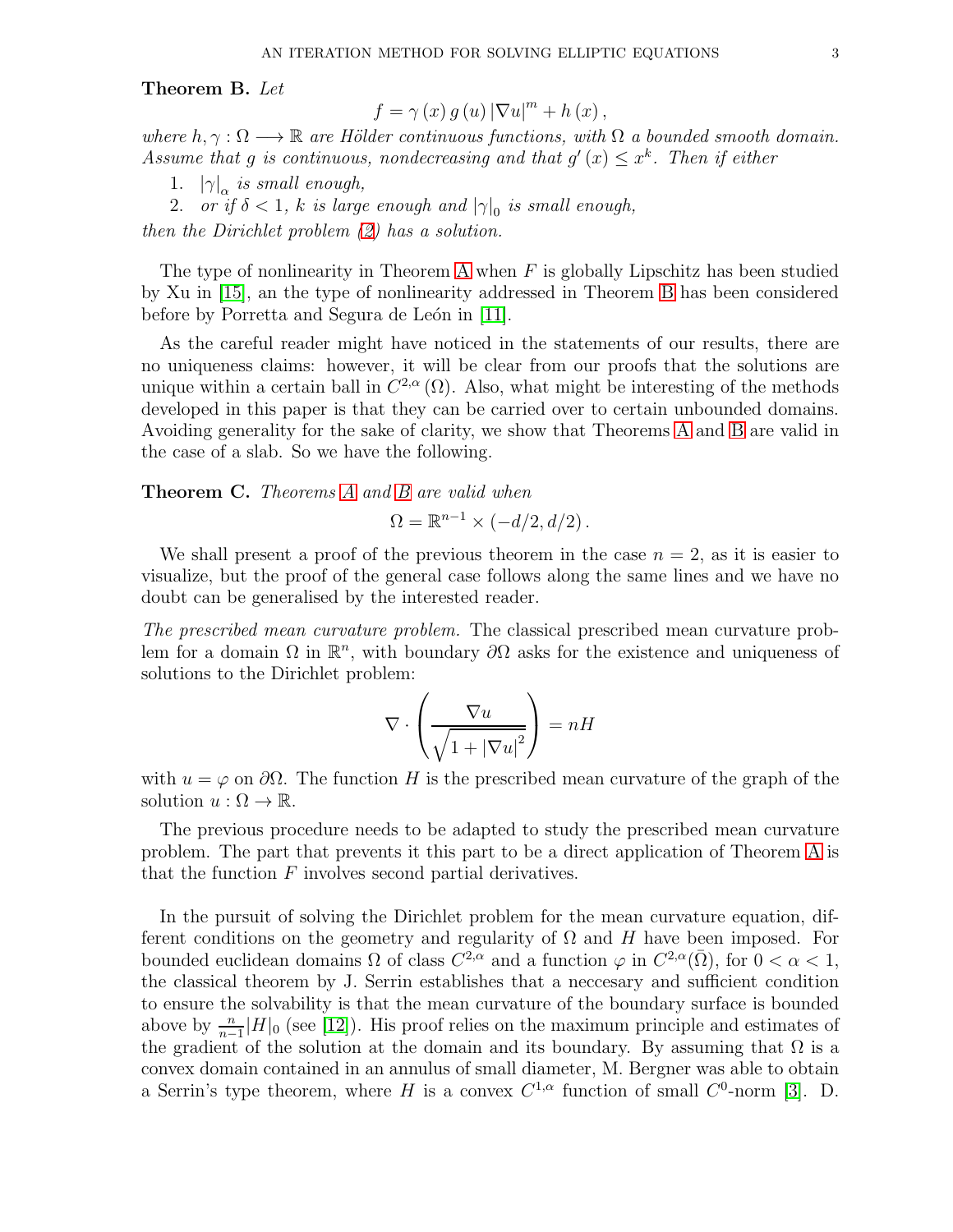**Theorem B.** *Let*

$$f = \gamma(x)\, g(u)\, |\nabla u|^m + h(x),$$

*where $h, \gamma : \Omega \longrightarrow \mathbb{R}$ are Hölder continuous functions, with $\Omega$ a bounded smooth domain. Assume that $g$ is continuous, nondecreasing and that $g'(x) \leq x^k$. Then if either*

1. $|\gamma|_\alpha$ *is small enough,*
2. *or if $\delta < 1$, $k$ is large enough and $|\gamma|_0$ is small enough,*

*then the Dirichlet problem (2) has a solution.*

The type of nonlinearity in Theorem A when $F$ is globally Lipschitz has been studied by Xu in [15], an the type of nonlinearity addressed in Theorem B has been considered before by Porretta and Segura de León in [11].

As the careful reader might have noticed in the statements of our results, there are no uniqueness claims: however, it will be clear from our proofs that the solutions are unique within a certain ball in $C^{2,\alpha}(\Omega)$. Also, what might be interesting of the methods developed in this paper is that they can be carried over to certain unbounded domains. Avoiding generality for the sake of clarity, we show that Theorems A and B are valid in the case of a slab. So we have the following.

**Theorem C.** *Theorems A and B are valid when*

$$\Omega = \mathbb{R}^{n-1} \times (-d/2, d/2).$$

We shall present a proof of the previous theorem in the case $n = 2$, as it is easier to visualize, but the proof of the general case follows along the same lines and we have no doubt can be generalised by the interested reader.

*The prescribed mean curvature problem.* The classical prescribed mean curvature problem for a domain $\Omega$ in $\mathbb{R}^n$, with boundary $\partial\Omega$ asks for the existence and uniqueness of solutions to the Dirichlet problem:

$$\nabla \cdot \left( \frac{\nabla u}{\sqrt{1 + |\nabla u|^2}} \right) = nH$$

with $u = \varphi$ on $\partial\Omega$. The function $H$ is the prescribed mean curvature of the graph of the solution $u : \Omega \to \mathbb{R}$.

The previous procedure needs to be adapted to study the prescribed mean curvature problem. The part that prevents it this part to be a direct application of Theorem A is that the function $F$ involves second partial derivatives.

In the pursuit of solving the Dirichlet problem for the mean curvature equation, different conditions on the geometry and regularity of $\Omega$ and $H$ have been imposed. For bounded euclidean domains $\Omega$ of class $C^{2,\alpha}$ and a function $\varphi$ in $C^{2,\alpha}(\bar{\Omega})$, for $0 < \alpha < 1$, the classical theorem by J. Serrin establishes that a neccesary and sufficient condition to ensure the solvability is that the mean curvature of the boundary surface is bounded above by $\frac{n}{n-1}|H|_0$ (see [12]). His proof relies on the maximum principle and estimates of the gradient of the solution at the domain and its boundary. By assuming that $\Omega$ is a convex domain contained in an annulus of small diameter, M. Bergner was able to obtain a Serrin's type theorem, where $H$ is a convex $C^{1,\alpha}$ function of small $C^0$-norm [3]. D.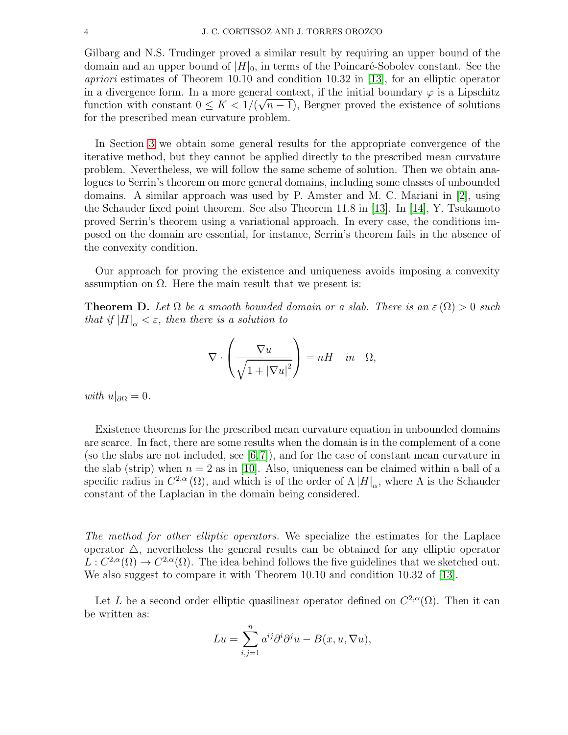Gilbarg and N.S. Trudinger proved a similar result by requiring an upper bound of the domain and an upper bound of $|H|_0$, in terms of the Poincaré-Sobolev constant. See the *apriori* estimates of Theorem 10.10 and condition 10.32 in [13], for an elliptic operator in a divergence form. In a more general context, if the initial boundary $\varphi$ is a Lipschitz function with constant $0 \leq K < 1/(\sqrt{n-1})$, Bergner proved the existence of solutions for the prescribed mean curvature problem.

In Section 3 we obtain some general results for the appropriate convergence of the iterative method, but they cannot be applied directly to the prescribed mean curvature problem. Nevertheless, we will follow the same scheme of solution. Then we obtain analogues to Serrin's theorem on more general domains, including some classes of unbounded domains. A similar approach was used by P. Amster and M. C. Mariani in [2], using the Schauder fixed point theorem. See also Theorem 11.8 in [13]. In [14], Y. Tsukamoto proved Serrin's theorem using a variational approach. In every case, the conditions imposed on the domain are essential, for instance, Serrin's theorem fails in the absence of the convexity condition.

Our approach for proving the existence and uniqueness avoids imposing a convexity assumption on $\Omega$. Here the main result that we present is:

**Theorem D.** *Let $\Omega$ be a smooth bounded domain or a slab. There is an $\varepsilon(\Omega) > 0$ such that if $|H|_\alpha < \varepsilon$, then there is a solution to*

$$\nabla \cdot \left( \frac{\nabla u}{\sqrt{1 + |\nabla u|^2}} \right) = nH \quad in \quad \Omega,$$

*with $u|_{\partial\Omega} = 0$.*

Existence theorems for the prescribed mean curvature equation in unbounded domains are scarce. In fact, there are some results when the domain is in the complement of a cone (so the slabs are not included, see [6,7]), and for the case of constant mean curvature in the slab (strip) when $n = 2$ as in [10]. Also, uniqueness can be claimed within a ball of a specific radius in $C^{2,\alpha}(\Omega)$, and which is of the order of $\Lambda |H|_\alpha$, where $\Lambda$ is the Schauder constant of the Laplacian in the domain being considered.

*The method for other elliptic operators.* We specialize the estimates for the Laplace operator $\triangle$, nevertheless the general results can be obtained for any elliptic operator $L : C^{2,\alpha}(\Omega) \to C^{2,\alpha}(\Omega)$. The idea behind follows the five guidelines that we sketched out. We also suggest to compare it with Theorem 10.10 and condition 10.32 of [13].

Let $L$ be a second order elliptic quasilinear operator defined on $C^{2,\alpha}(\Omega)$. Then it can be written as:

$$Lu = \sum_{i,j=1}^{n} a^{ij} \partial^i \partial^j u - B(x, u, \nabla u),$$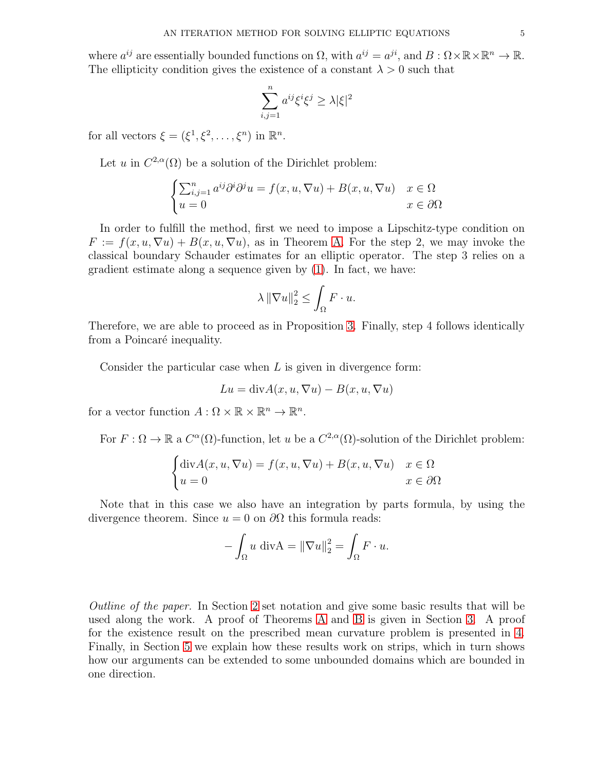where $a^{ij}$ are essentially bounded functions on $\Omega$, with $a^{ij} = a^{ji}$, and $B : \Omega \times \mathbb{R} \times \mathbb{R}^n \to \mathbb{R}$. The ellipticity condition gives the existence of a constant $\lambda > 0$ such that

$$\sum_{i,j=1}^{n} a^{ij} \xi^i \xi^j \geq \lambda |\xi|^2$$

for all vectors $\xi = (\xi^1, \xi^2, \dots, \xi^n)$ in $\mathbb{R}^n$.

Let $u$ in $C^{2,\alpha}(\Omega)$ be a solution of the Dirichlet problem:

$$\begin{cases} \sum_{i,j=1}^{n} a^{ij} \partial^i \partial^j u = f(x, u, \nabla u) + B(x, u, \nabla u) & x \in \Omega \\ u = 0 & x \in \partial\Omega \end{cases}$$

In order to fulfill the method, first we need to impose a Lipschitz-type condition on $F := f(x, u, \nabla u) + B(x, u, \nabla u)$, as in Theorem A. For the step 2, we may invoke the classical boundary Schauder estimates for an elliptic operator. The step 3 relies on a gradient estimate along a sequence given by (1). In fact, we have:

$$\lambda \left\|\nabla u\right\|_2^2 \leq \int_\Omega F \cdot u.$$

Therefore, we are able to proceed as in Proposition 3. Finally, step 4 follows identically from a Poincaré inequality.

Consider the particular case when $L$ is given in divergence form:

$$Lu = \operatorname{div} A(x, u, \nabla u) - B(x, u, \nabla u)$$

for a vector function $A : \Omega \times \mathbb{R} \times \mathbb{R}^n \to \mathbb{R}^n$.

For $F : \Omega \to \mathbb{R}$ a $C^{\alpha}(\Omega)$-function, let $u$ be a $C^{2,\alpha}(\Omega)$-solution of the Dirichlet problem:

$$\begin{cases} \operatorname{div} A(x, u, \nabla u) = f(x, u, \nabla u) + B(x, u, \nabla u) & x \in \Omega \\ u = 0 & x \in \partial\Omega \end{cases}$$

Note that in this case we also have an integration by parts formula, by using the divergence theorem. Since $u = 0$ on $\partial\Omega$ this formula reads:

$$-\int_\Omega u \ \operatorname{divA} = \left\|\nabla u\right\|_2^2 = \int_\Omega F \cdot u.$$

*Outline of the paper.* In Section 2 set notation and give some basic results that will be used along the work. A proof of Theorems A and B is given in Section 3. A proof for the existence result on the prescribed mean curvature problem is presented in 4. Finally, in Section 5 we explain how these results work on strips, which in turn shows how our arguments can be extended to some unbounded domains which are bounded in one direction.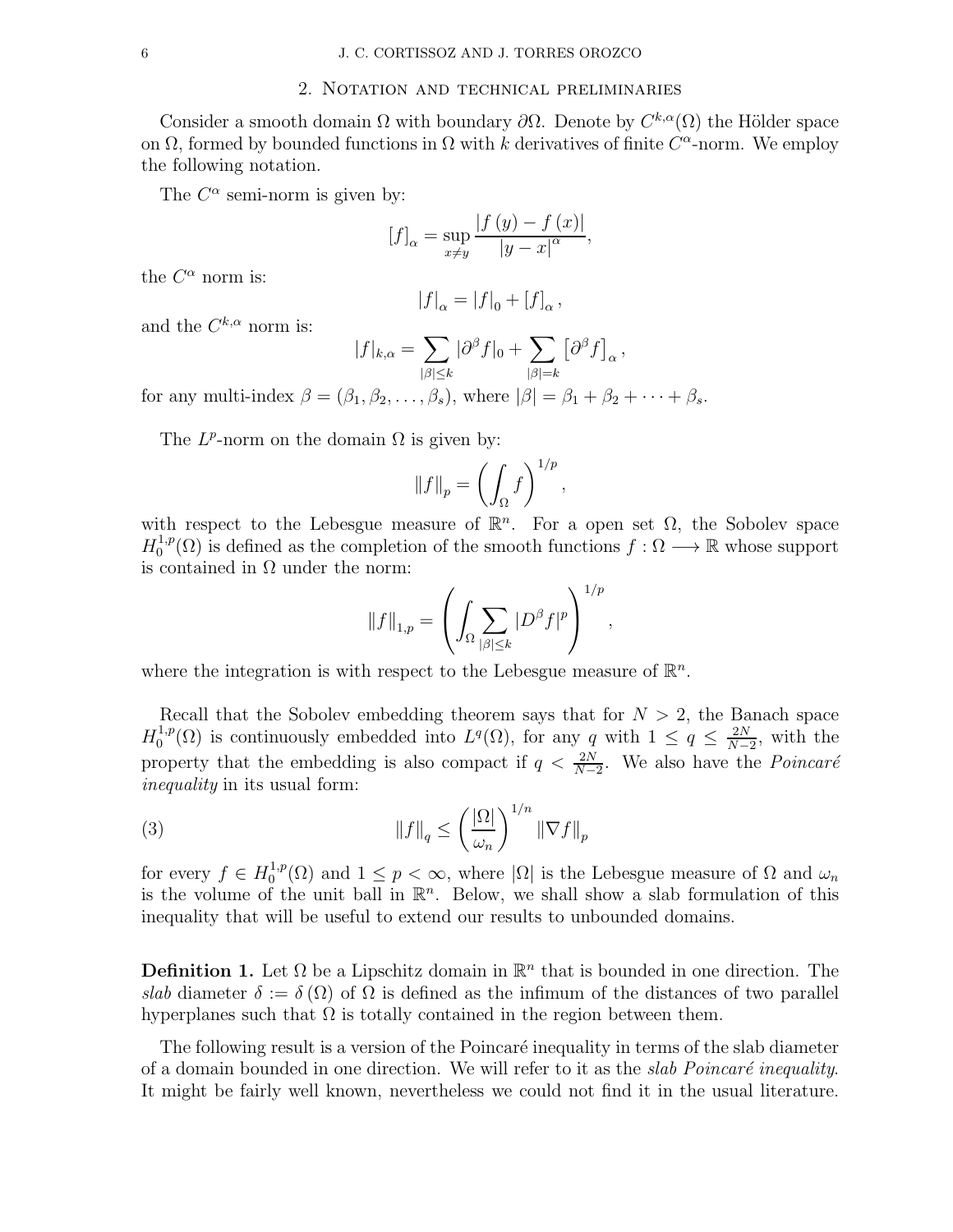## 2. Notation and technical preliminaries

Consider a smooth domain $\Omega$ with boundary $\partial\Omega$. Denote by $C^{k,\alpha}(\Omega)$ the Hölder space on $\Omega$, formed by bounded functions in $\Omega$ with $k$ derivatives of finite $C^{\alpha}$-norm. We employ the following notation.

The $C^{\alpha}$ semi-norm is given by:

$$[f]_{\alpha} = \sup_{x \neq y} \frac{|f(y) - f(x)|}{|y - x|^{\alpha}},$$

the $C^{\alpha}$ norm is:

$$|f|_{\alpha} = |f|_0 + [f]_{\alpha},$$

and the $C^{k,\alpha}$ norm is:

$$|f|_{k,\alpha} = \sum_{|\beta| \leq k} |\partial^{\beta} f|_0 + \sum_{|\beta| = k} \left[\partial^{\beta} f\right]_{\alpha},$$

for any multi-index $\beta = (\beta_1, \beta_2, \ldots, \beta_s)$, where $|\beta| = \beta_1 + \beta_2 + \cdots + \beta_s$.

The $L^p$-norm on the domain $\Omega$ is given by:

$$\|f\|_p = \left(\int_{\Omega} f\right)^{1/p},$$

with respect to the Lebesgue measure of $\mathbb{R}^n$. For a open set $\Omega$, the Sobolev space $H_0^{1,p}(\Omega)$ is defined as the completion of the smooth functions $f : \Omega \longrightarrow \mathbb{R}$ whose support is contained in $\Omega$ under the norm:

$$\|f\|_{1,p} = \left(\int_{\Omega} \sum_{|\beta| \leq k} |D^{\beta} f|^p\right)^{1/p},$$

where the integration is with respect to the Lebesgue measure of $\mathbb{R}^n$.

Recall that the Sobolev embedding theorem says that for $N > 2$, the Banach space $H_0^{1,p}(\Omega)$ is continuously embedded into $L^q(\Omega)$, for any $q$ with $1 \leq q \leq \frac{2N}{N-2}$, with the property that the embedding is also compact if $q < \frac{2N}{N-2}$. We also have the *Poincaré inequality* in its usual form:

$$\|f\|_q \leq \left(\frac{|\Omega|}{\omega_n}\right)^{1/n} \|\nabla f\|_p \tag{3}$$

for every $f \in H_0^{1,p}(\Omega)$ and $1 \leq p < \infty$, where $|\Omega|$ is the Lebesgue measure of $\Omega$ and $\omega_n$ is the volume of the unit ball in $\mathbb{R}^n$. Below, we shall show a slab formulation of this inequality that will be useful to extend our results to unbounded domains.

**Definition 1.** Let $\Omega$ be a Lipschitz domain in $\mathbb{R}^n$ that is bounded in one direction. The *slab* diameter $\delta := \delta(\Omega)$ of $\Omega$ is defined as the infimum of the distances of two parallel hyperplanes such that $\Omega$ is totally contained in the region between them.

The following result is a version of the Poincaré inequality in terms of the slab diameter of a domain bounded in one direction. We will refer to it as the *slab Poincaré inequality*. It might be fairly well known, nevertheless we could not find it in the usual literature.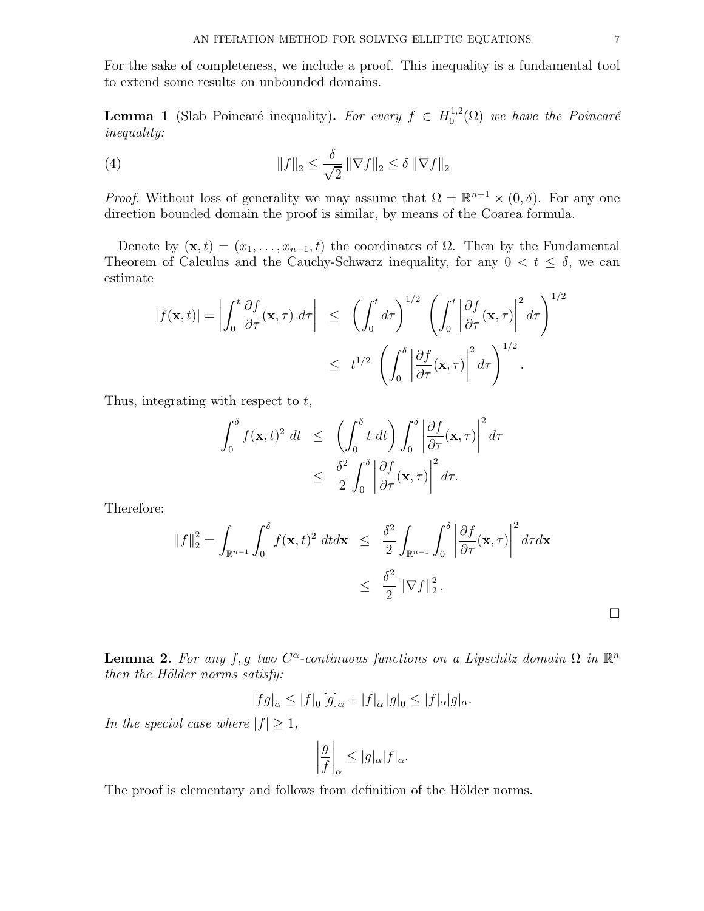For the sake of completeness, we include a proof. This inequality is a fundamental tool to extend some results on unbounded domains.

**Lemma 1** (Slab Poincaré inequality)**.** *For every $f \in H_0^{1,2}(\Omega)$ we have the Poincaré inequality:*

$$\|f\|_2 \leq \frac{\delta}{\sqrt{2}} \|\nabla f\|_2 \leq \delta \|\nabla f\|_2 \tag{4}$$

*Proof.* Without loss of generality we may assume that $\Omega = \mathbb{R}^{n-1} \times (0, \delta)$. For any one direction bounded domain the proof is similar, by means of the Coarea formula.

Denote by $(\mathbf{x}, t) = (x_1, \ldots, x_{n-1}, t)$ the coordinates of $\Omega$. Then by the Fundamental Theorem of Calculus and the Cauchy-Schwarz inequality, for any $0 < t \leq \delta$, we can estimate

$$\begin{aligned}
|f(\mathbf{x}, t)| = \left| \int_0^t \frac{\partial f}{\partial \tau}(\mathbf{x}, \tau) \, d\tau \right| &\leq \left( \int_0^t d\tau \right)^{1/2} \left( \int_0^t \left| \frac{\partial f}{\partial \tau}(\mathbf{x}, \tau) \right|^2 d\tau \right)^{1/2} \\
&\leq t^{1/2} \left( \int_0^\delta \left| \frac{\partial f}{\partial \tau}(\mathbf{x}, \tau) \right|^2 d\tau \right)^{1/2}.
\end{aligned}$$

Thus, integrating with respect to $t$,

$$\begin{aligned}
\int_0^\delta f(\mathbf{x}, t)^2 \, dt &\leq \left( \int_0^\delta t \, dt \right) \int_0^\delta \left| \frac{\partial f}{\partial \tau}(\mathbf{x}, \tau) \right|^2 d\tau \\
&\leq \frac{\delta^2}{2} \int_0^\delta \left| \frac{\partial f}{\partial \tau}(\mathbf{x}, \tau) \right|^2 d\tau.
\end{aligned}$$

Therefore:

$$\begin{aligned}
\|f\|_2^2 = \int_{\mathbb{R}^{n-1}} \int_0^\delta f(\mathbf{x}, t)^2 \, dt d\mathbf{x} &\leq \frac{\delta^2}{2} \int_{\mathbb{R}^{n-1}} \int_0^\delta \left| \frac{\partial f}{\partial \tau}(\mathbf{x}, \tau) \right|^2 d\tau d\mathbf{x} \\
&\leq \frac{\delta^2}{2} \|\nabla f\|_2^2.
\end{aligned}$$

□

**Lemma 2.** *For any $f, g$ two $C^\alpha$-continuous functions on a Lipschitz domain $\Omega$ in $\mathbb{R}^n$ then the Hölder norms satisfy:*

$$|fg|_\alpha \leq |f|_0 \, [g]_\alpha + |f|_\alpha \, |g|_0 \leq |f|_\alpha |g|_\alpha.$$

*In the special case where $|f| \geq 1$,*

$$\left| \frac{g}{f} \right|_\alpha \leq |g|_\alpha |f|_\alpha.$$

The proof is elementary and follows from definition of the Hölder norms.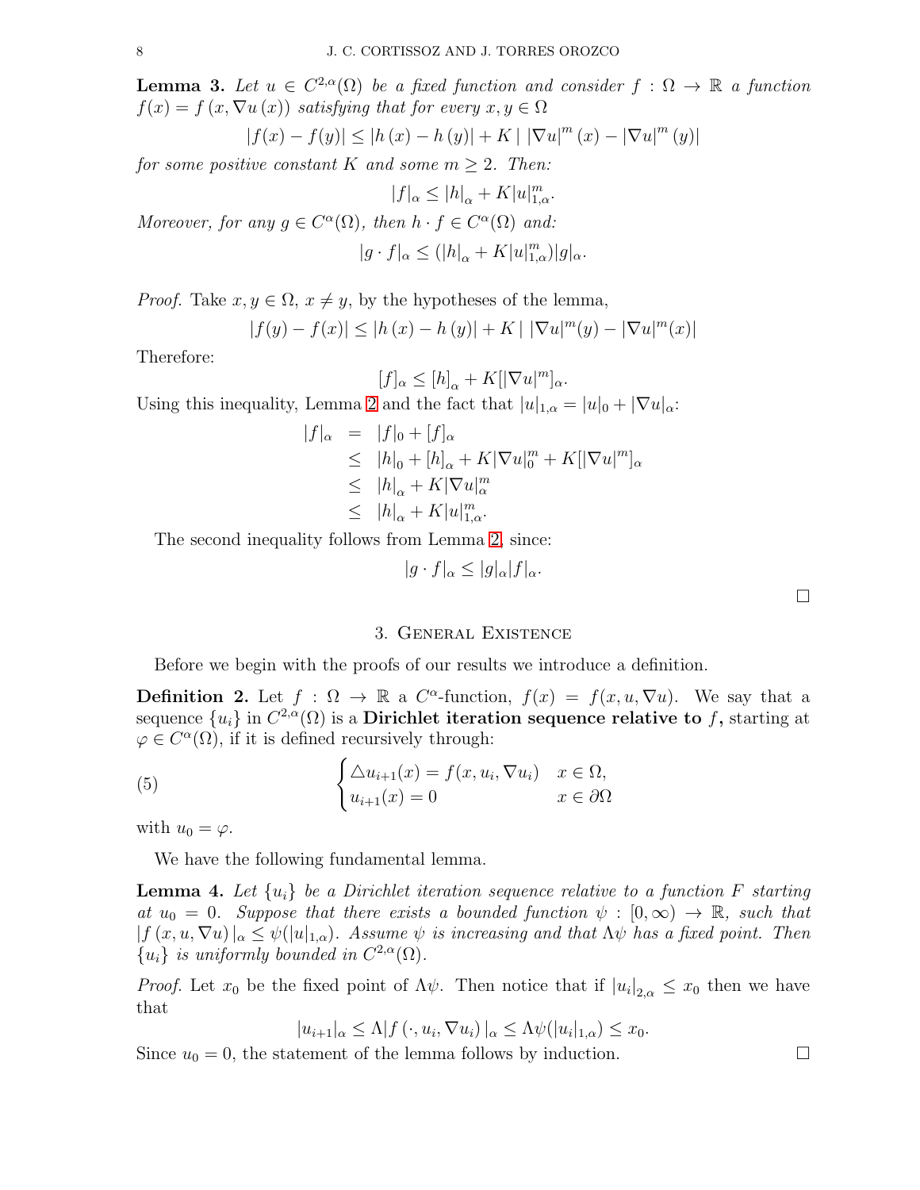**Lemma 3.** *Let $u \in C^{2,\alpha}(\Omega)$ be a fixed function and consider $f : \Omega \to \mathbb{R}$ a function $f(x) = f(x, \nabla u(x))$ satisfying that for every $x, y \in \Omega$*

$$|f(x) - f(y)| \leq |h(x) - h(y)| + K \left| \, |\nabla u|^m (x) - |\nabla u|^m (y) \right|$$

*for some positive constant $K$ and some $m \geq 2$. Then:*

$$|f|_\alpha \leq |h|_\alpha + K|u|^m_{1,\alpha}.$$

*Moreover, for any $g \in C^\alpha(\Omega)$, then $h \cdot f \in C^\alpha(\Omega)$ and:*

$$|g \cdot f|_\alpha \leq (|h|_\alpha + K|u|^m_{1,\alpha})|g|_\alpha.$$

*Proof.* Take $x, y \in \Omega$, $x \neq y$, by the hypotheses of the lemma,

$$|f(y) - f(x)| \leq |h(x) - h(y)| + K \left| \, |\nabla u|^m(y) - |\nabla u|^m(x) \right|$$

Therefore:

$$[f]_\alpha \leq [h]_\alpha + K[|\nabla u|^m]_\alpha.$$

Using this inequality, Lemma 2 and the fact that $|u|_{1,\alpha} = |u|_0 + |\nabla u|_\alpha$:

$$\begin{aligned}
|f|_\alpha &= |f|_0 + [f]_\alpha \\
&\leq |h|_0 + [h]_\alpha + K|\nabla u|^m_0 + K[|\nabla u|^m]_\alpha \\
&\leq |h|_\alpha + K|\nabla u|^m_\alpha \\
&\leq |h|_\alpha + K|u|^m_{1,\alpha}.
\end{aligned}$$

The second inequality follows from Lemma 2, since:

$$|g \cdot f|_\alpha \leq |g|_\alpha |f|_\alpha.$$

□

## 3. General Existence

Before we begin with the proofs of our results we introduce a definition.

**Definition 2.** Let $f : \Omega \to \mathbb{R}$ a $C^\alpha$-function, $f(x) = f(x, u, \nabla u)$. We say that a sequence $\{u_i\}$ in $C^{2,\alpha}(\Omega)$ is a **Dirichlet iteration sequence relative to $f$,** starting at $\varphi \in C^\alpha(\Omega)$, if it is defined recursively through:

$$\begin{cases} \triangle u_{i+1}(x) = f(x, u_i, \nabla u_i) & x \in \Omega, \\ u_{i+1}(x) = 0 & x \in \partial\Omega \end{cases} \tag{5}$$

with $u_0 = \varphi$.

We have the following fundamental lemma.

**Lemma 4.** *Let $\{u_i\}$ be a Dirichlet iteration sequence relative to a function $F$ starting at $u_0 = 0$. Suppose that there exists a bounded function $\psi : [0, \infty) \to \mathbb{R}$, such that $|f(x, u, \nabla u)|_\alpha \leq \psi(|u|_{1,\alpha})$. Assume $\psi$ is increasing and that $\Lambda\psi$ has a fixed point. Then $\{u_i\}$ is uniformly bounded in $C^{2,\alpha}(\Omega)$.*

*Proof.* Let $x_0$ be the fixed point of $\Lambda\psi$. Then notice that if $|u_i|_{2,\alpha} \leq x_0$ then we have that

$$|u_{i+1}|_\alpha \leq \Lambda |f(\cdot, u_i, \nabla u_i)|_\alpha \leq \Lambda\psi(|u_i|_{1,\alpha}) \leq x_0.$$

Since $u_0 = 0$, the statement of the lemma follows by induction. □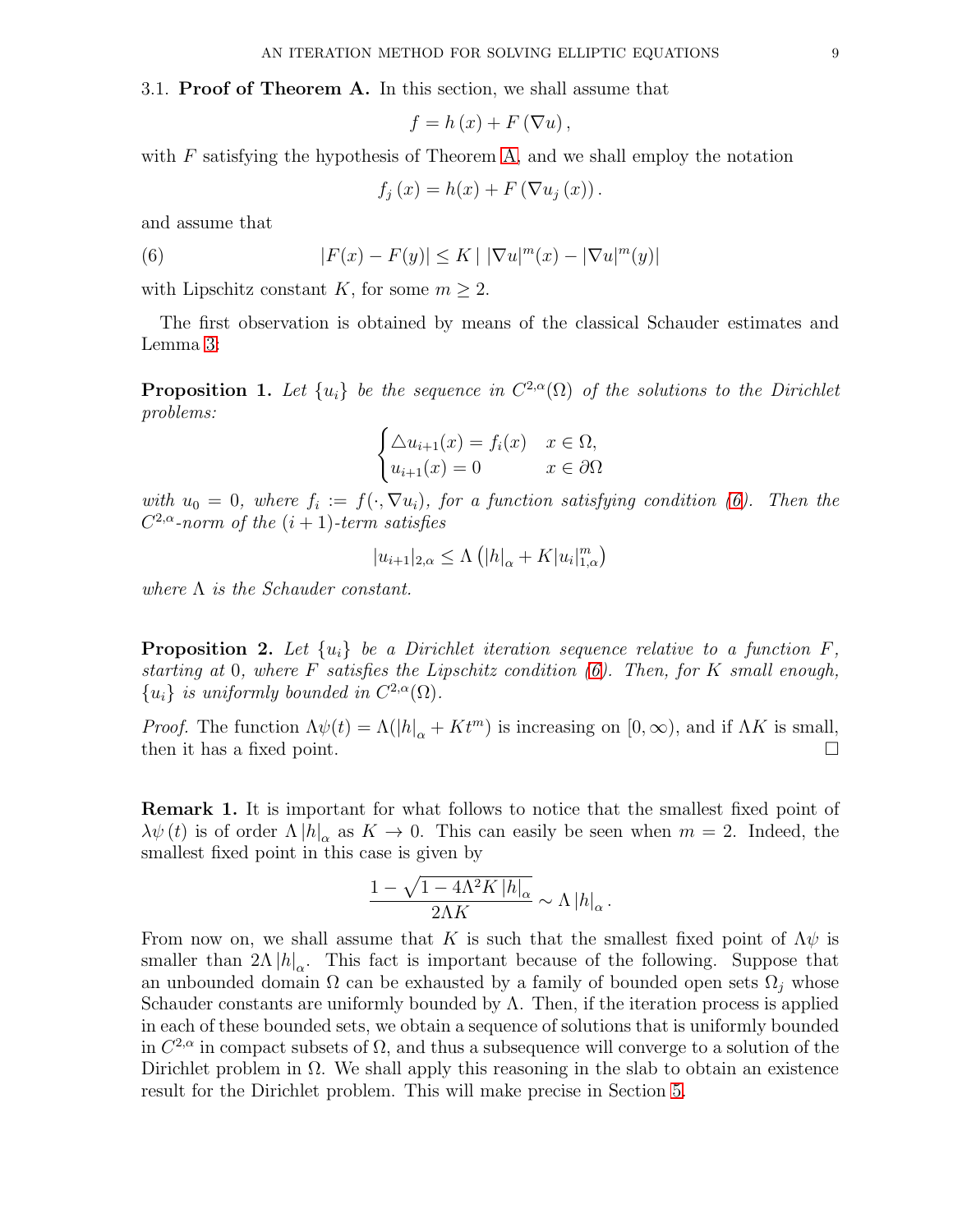3.1. **Proof of Theorem A.** In this section, we shall assume that

$$f = h(x) + F(\nabla u),$$

with $F$ satisfying the hypothesis of Theorem A, and we shall employ the notation

$$f_j(x) = h(x) + F(\nabla u_j(x)).$$

and assume that

$$|F(x) - F(y)| \leq K \mid |\nabla u|^m(x) - |\nabla u|^m(y)| \tag{6}$$

with Lipschitz constant $K$, for some $m \geq 2$.

The first observation is obtained by means of the classical Schauder estimates and Lemma 3:

**Proposition 1.** *Let $\{u_i\}$ be the sequence in $C^{2,\alpha}(\Omega)$ of the solutions to the Dirichlet problems:*

$$\begin{cases} \triangle u_{i+1}(x) = f_i(x) & x \in \Omega, \\ u_{i+1}(x) = 0 & x \in \partial\Omega \end{cases}$$

*with $u_0 = 0$, where $f_i := f(\cdot, \nabla u_i)$, for a function satisfying condition (6). Then the $C^{2,\alpha}$-norm of the $(i+1)$-term satisfies*

$$|u_{i+1}|_{2,\alpha} \leq \Lambda \left( |h|_\alpha + K |u_i|_{1,\alpha}^m \right)$$

*where $\Lambda$ is the Schauder constant.*

**Proposition 2.** *Let $\{u_i\}$ be a Dirichlet iteration sequence relative to a function $F$, starting at $0$, where $F$ satisfies the Lipschitz condition (6). Then, for $K$ small enough, $\{u_i\}$ is uniformly bounded in $C^{2,\alpha}(\Omega)$.*

*Proof.* The function $\Lambda\psi(t) = \Lambda(|h|_\alpha + K t^m)$ is increasing on $[0, \infty)$, and if $\Lambda K$ is small, then it has a fixed point. $\square$

**Remark 1.** It is important for what follows to notice that the smallest fixed point of $\lambda\psi(t)$ is of order $\Lambda |h|_\alpha$ as $K \to 0$. This can easily be seen when $m = 2$. Indeed, the smallest fixed point in this case is given by

$$\frac{1 - \sqrt{1 - 4\Lambda^2 K |h|_\alpha}}{2\Lambda K} \sim \Lambda |h|_\alpha.$$

From now on, we shall assume that $K$ is such that the smallest fixed point of $\Lambda\psi$ is smaller than $2\Lambda |h|_\alpha$. This fact is important because of the following. Suppose that an unbounded domain $\Omega$ can be exhausted by a family of bounded open sets $\Omega_j$ whose Schauder constants are uniformly bounded by $\Lambda$. Then, if the iteration process is applied in each of these bounded sets, we obtain a sequence of solutions that is uniformly bounded in $C^{2,\alpha}$ in compact subsets of $\Omega$, and thus a subsequence will converge to a solution of the Dirichlet problem in $\Omega$. We shall apply this reasoning in the slab to obtain an existence result for the Dirichlet problem. This will make precise in Section 5.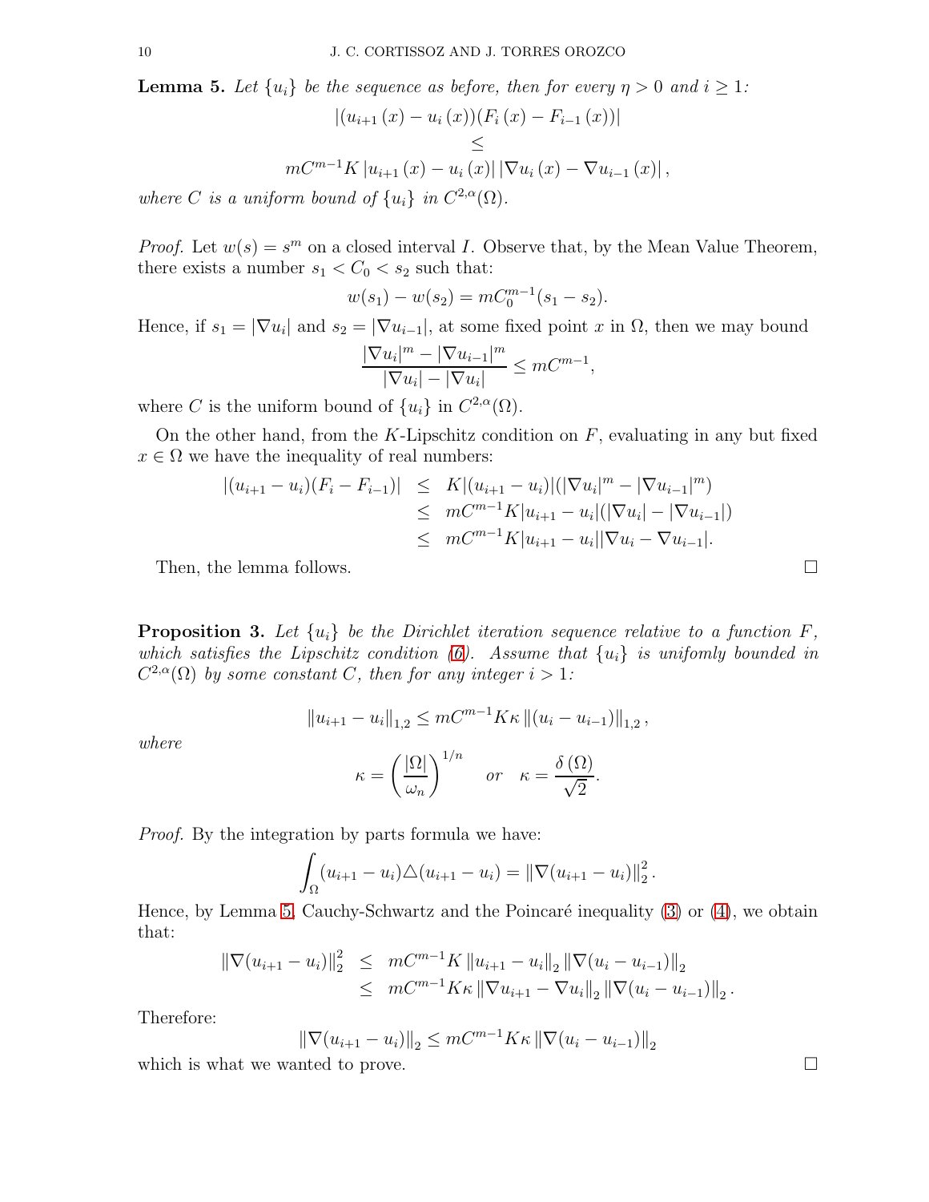**Lemma 5.** *Let $\{u_i\}$ be the sequence as before, then for every $\eta > 0$ and $i \geq 1$:*

$$
\begin{gathered}
\left|(u_{i+1}(x) - u_i(x))(F_i(x) - F_{i-1}(x))\right| \\
\leq \\
mC^{m-1}K \left|u_{i+1}(x) - u_i(x)\right| \left|\nabla u_i(x) - \nabla u_{i-1}(x)\right|,
\end{gathered}
$$

*where $C$ is a uniform bound of $\{u_i\}$ in $C^{2,\alpha}(\Omega)$.*

*Proof.* Let $w(s) = s^m$ on a closed interval $I$. Observe that, by the Mean Value Theorem, there exists a number $s_1 < C_0 < s_2$ such that:

$$
w(s_1) - w(s_2) = mC_0^{m-1}(s_1 - s_2).
$$

Hence, if $s_1 = |\nabla u_i|$ and $s_2 = |\nabla u_{i-1}|$, at some fixed point $x$ in $\Omega$, then we may bound

$$
\frac{|\nabla u_i|^m - |\nabla u_{i-1}|^m}{|\nabla u_i| - |\nabla u_i|} \leq mC^{m-1},
$$

where $C$ is the uniform bound of $\{u_i\}$ in $C^{2,\alpha}(\Omega)$.

On the other hand, from the $K$-Lipschitz condition on $F$, evaluating in any but fixed $x \in \Omega$ we have the inequality of real numbers:

$$
\begin{aligned}
|(u_{i+1} - u_i)(F_i - F_{i-1})| &\leq K|(u_{i+1} - u_i)|(|\nabla u_i|^m - |\nabla u_{i-1}|^m) \\
&\leq mC^{m-1}K|u_{i+1} - u_i|(|\nabla u_i| - |\nabla u_{i-1}|) \\
&\leq mC^{m-1}K|u_{i+1} - u_i||\nabla u_i - \nabla u_{i-1}|.
\end{aligned}
$$

Then, the lemma follows. □

**Proposition 3.** *Let $\{u_i\}$ be the Dirichlet iteration sequence relative to a function $F$, which satisfies the Lipschitz condition (6). Assume that $\{u_i\}$ is unifomly bounded in $C^{2,\alpha}(\Omega)$ by some constant $C$, then for any integer $i > 1$:*

$$
\|u_{i+1} - u_i\|_{1,2} \leq mC^{m-1}K\kappa \left\|(u_i - u_{i-1})\right\|_{1,2},
$$

*where*

$$
\kappa = \left(\frac{|\Omega|}{\omega_n}\right)^{1/n} \quad \text{or} \quad \kappa = \frac{\delta(\Omega)}{\sqrt{2}}.
$$

*Proof.* By the integration by parts formula we have:

$$
\int_\Omega (u_{i+1} - u_i)\triangle(u_{i+1} - u_i) = \|\nabla(u_{i+1} - u_i)\|_2^2.
$$

Hence, by Lemma 5, Cauchy-Schwartz and the Poincaré inequality (3) or (4), we obtain that:

$$
\begin{aligned}
\|\nabla(u_{i+1} - u_i)\|_2^2 &\leq mC^{m-1}K \|u_{i+1} - u_i\|_2 \|\nabla(u_i - u_{i-1})\|_2 \\
&\leq mC^{m-1}K\kappa \|\nabla u_{i+1} - \nabla u_i\|_2 \|\nabla(u_i - u_{i-1})\|_2.
\end{aligned}
$$

Therefore:

$$
\|\nabla(u_{i+1} - u_i)\|_2 \leq mC^{m-1}K\kappa \|\nabla(u_i - u_{i-1})\|_2
$$

which is what we wanted to prove. □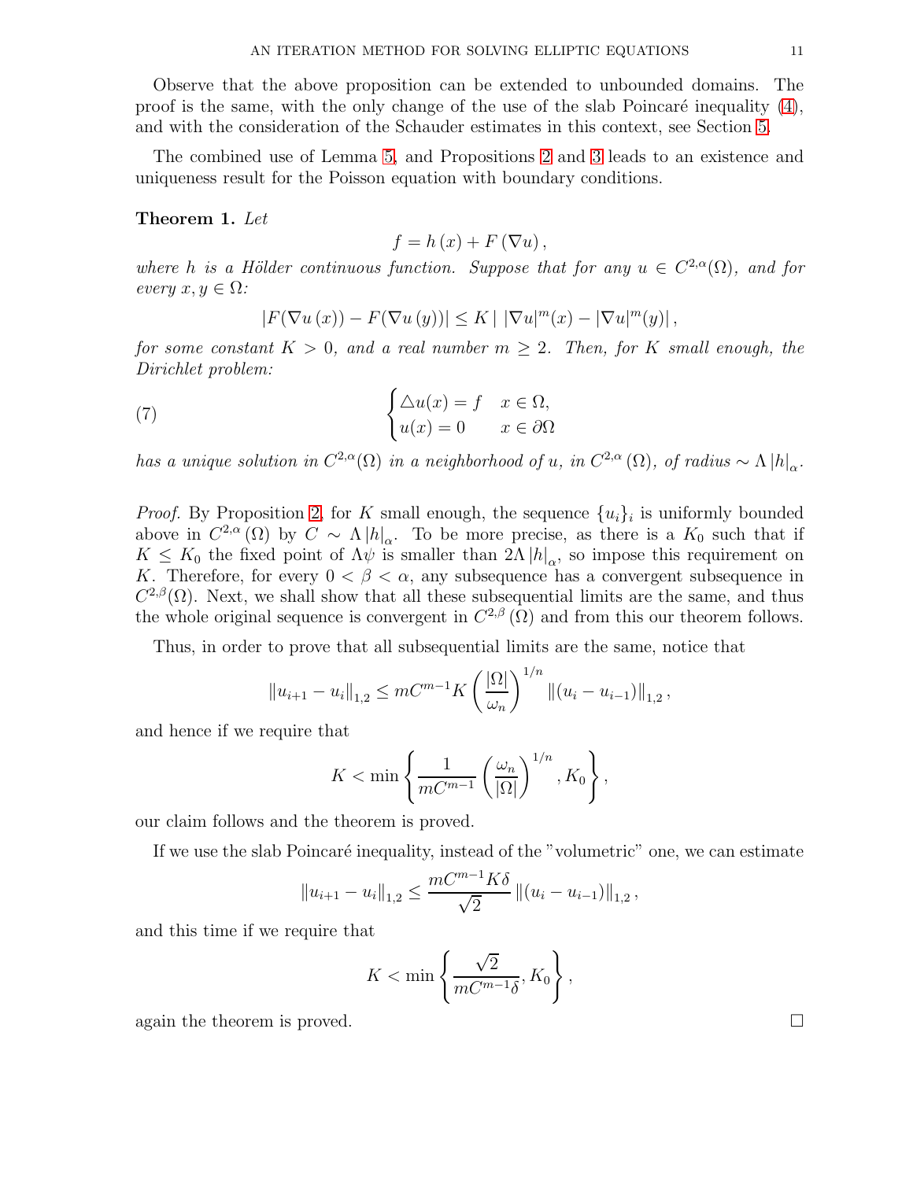Observe that the above proposition can be extended to unbounded domains. The proof is the same, with the only change of the use of the slab Poincaré inequality (4), and with the consideration of the Schauder estimates in this context, see Section 5.

The combined use of Lemma 5, and Propositions 2 and 3 leads to an existence and uniqueness result for the Poisson equation with boundary conditions.

**Theorem 1.** *Let*

$$f = h(x) + F(\nabla u),$$

*where $h$ is a Hölder continuous function. Suppose that for any $u \in C^{2,\alpha}(\Omega)$, and for every $x, y \in \Omega$:*

$$|F(\nabla u(x)) - F(\nabla u(y))| \leq K \left| \, |\nabla u|^m(x) - |\nabla u|^m(y) \right|,$$

*for some constant $K > 0$, and a real number $m \geq 2$. Then, for $K$ small enough, the Dirichlet problem:*

$$\begin{cases} \triangle u(x) = f & x \in \Omega, \\ u(x) = 0 & x \in \partial\Omega \end{cases} \tag{7}$$

*has a unique solution in $C^{2,\alpha}(\Omega)$ in a neighborhood of $u$, in $C^{2,\alpha}(\Omega)$, of radius $\sim \Lambda |h|_\alpha$.*

*Proof.* By Proposition 2, for $K$ small enough, the sequence $\{u_i\}_i$ is uniformly bounded above in $C^{2,\alpha}(\Omega)$ by $C \sim \Lambda |h|_\alpha$. To be more precise, as there is a $K_0$ such that if $K \leq K_0$ the fixed point of $\Lambda\psi$ is smaller than $2\Lambda |h|_\alpha$, so impose this requirement on $K$. Therefore, for every $0 < \beta < \alpha$, any subsequence has a convergent subsequence in $C^{2,\beta}(\Omega)$. Next, we shall show that all these subsequential limits are the same, and thus the whole original sequence is convergent in $C^{2,\beta}(\Omega)$ and from this our theorem follows.

Thus, in order to prove that all subsequential limits are the same, notice that

$$\|u_{i+1} - u_i\|_{1,2} \leq mC^{m-1} K \left( \frac{|\Omega|}{\omega_n} \right)^{1/n} \|(u_i - u_{i-1})\|_{1,2},$$

and hence if we require that

$$K < \min \left\{ \frac{1}{mC^{m-1}} \left( \frac{\omega_n}{|\Omega|} \right)^{1/n}, K_0 \right\},$$

our claim follows and the theorem is proved.

If we use the slab Poincaré inequality, instead of the "volumetric" one, we can estimate

$$\|u_{i+1} - u_i\|_{1,2} \leq \frac{mC^{m-1} K \delta}{\sqrt{2}} \|(u_i - u_{i-1})\|_{1,2},$$

and this time if we require that

$$K < \min \left\{ \frac{\sqrt{2}}{mC^{m-1}\delta}, K_0 \right\},$$

again the theorem is proved. $\square$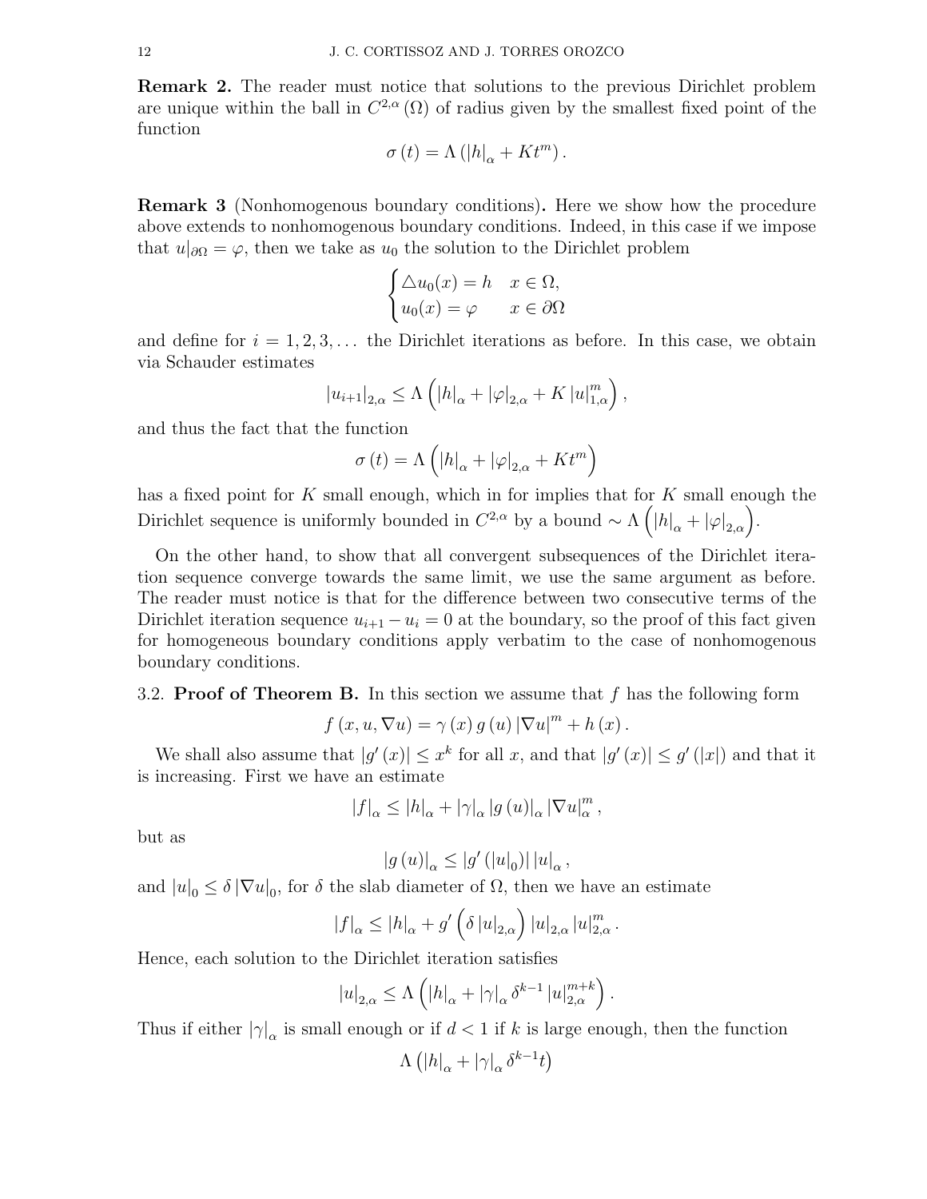**Remark 2.** The reader must notice that solutions to the previous Dirichlet problem are unique within the ball in $C^{2,\alpha}(\Omega)$ of radius given by the smallest fixed point of the function

$$\sigma(t) = \Lambda\left(|h|_\alpha + Kt^m\right).$$

**Remark 3** (Nonhomogenous boundary conditions)**.** Here we show how the procedure above extends to nonhomogenous boundary conditions. Indeed, in this case if we impose that $u|_{\partial\Omega} = \varphi$, then we take as $u_0$ the solution to the Dirichlet problem

$$\begin{cases} \triangle u_0(x) = h & x \in \Omega, \\ u_0(x) = \varphi & x \in \partial\Omega \end{cases}$$

and define for $i = 1, 2, 3, \dots$ the Dirichlet iterations as before. In this case, we obtain via Schauder estimates

$$|u_{i+1}|_{2,\alpha} \leq \Lambda\left(|h|_\alpha + |\varphi|_{2,\alpha} + K\,|u|_{1,\alpha}^m\right),$$

and thus the fact that the function

$$\sigma(t) = \Lambda\left(|h|_\alpha + |\varphi|_{2,\alpha} + Kt^m\right)$$

has a fixed point for $K$ small enough, which in for implies that for $K$ small enough the Dirichlet sequence is uniformly bounded in $C^{2,\alpha}$ by a bound $\sim \Lambda\left(|h|_\alpha + |\varphi|_{2,\alpha}\right)$.

On the other hand, to show that all convergent subsequences of the Dirichlet iteration sequence converge towards the same limit, we use the same argument as before. The reader must notice is that for the difference between two consecutive terms of the Dirichlet iteration sequence $u_{i+1} - u_i = 0$ at the boundary, so the proof of this fact given for homogeneous boundary conditions apply verbatim to the case of nonhomogenous boundary conditions.

### 3.2. **Proof of Theorem B.**

In this section we assume that $f$ has the following form

$$f(x, u, \nabla u) = \gamma(x)\, g(u)\, |\nabla u|^m + h(x).$$

We shall also assume that $|g'(x)| \leq x^k$ for all $x$, and that $|g'(x)| \leq g'(|x|)$ and that it is increasing. First we have an estimate

$$|f|_\alpha \leq |h|_\alpha + |\gamma|_\alpha\, |g(u)|_\alpha\, |\nabla u|_\alpha^m,$$

but as

$$|g(u)|_\alpha \leq |g'(|u|_0)|\, |u|_\alpha,$$

and $|u|_0 \leq \delta\, |\nabla u|_0$, for $\delta$ the slab diameter of $\Omega$, then we have an estimate

$$|f|_\alpha \leq |h|_\alpha + g'\left(\delta\, |u|_{2,\alpha}\right) |u|_{2,\alpha}\, |u|_{2,\alpha}^m.$$

Hence, each solution to the Dirichlet iteration satisfies

$$|u|_{2,\alpha} \leq \Lambda\left(|h|_\alpha + |\gamma|_\alpha\, \delta^{k-1}\, |u|_{2,\alpha}^{m+k}\right).$$

Thus if either $|\gamma|_\alpha$ is small enough or if $d < 1$ if $k$ is large enough, then the function

$$\Lambda\left(|h|_\alpha + |\gamma|_\alpha\, \delta^{k-1} t\right)$$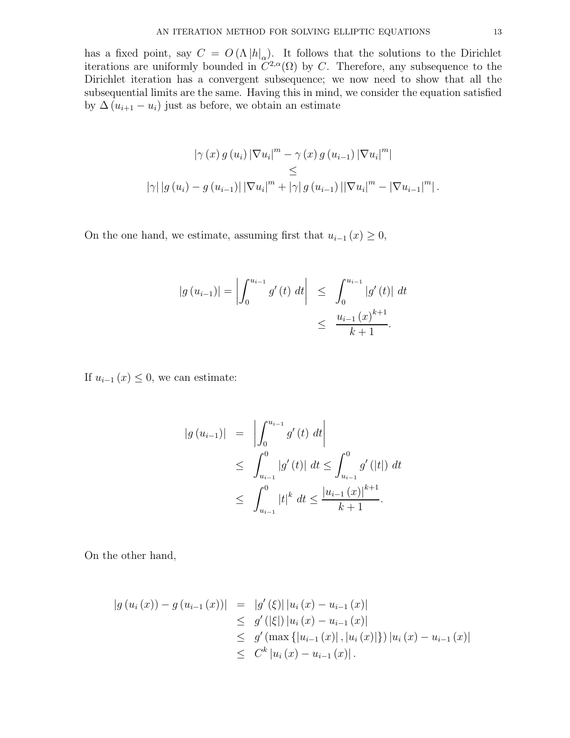has a fixed point, say $C = O(\Lambda |h|_\alpha)$. It follows that the solutions to the Dirichlet iterations are uniformly bounded in $C^{2,\alpha}(\Omega)$ by $C$. Therefore, any subsequence to the Dirichlet iteration has a convergent subsequence; we now need to show that all the subsequential limits are the same. Having this in mind, we consider the equation satisfied by $\Delta(u_{i+1} - u_i)$ just as before, we obtain an estimate

$$
\begin{gathered}
|\gamma(x) g(u_i) |\nabla u_i|^m - \gamma(x) g(u_{i-1}) |\nabla u_i|^m| \\
\leq \\
|\gamma| |g(u_i) - g(u_{i-1})| |\nabla u_i|^m + |\gamma| g(u_{i-1}) ||\nabla u_i|^m - |\nabla u_{i-1}|^m| .
\end{gathered}
$$

On the one hand, we estimate, assuming first that $u_{i-1}(x) \geq 0$,

$$
\begin{aligned}
|g(u_{i-1})| = \left| \int_0^{u_{i-1}} g'(t)\, dt \right| &\leq \int_0^{u_{i-1}} |g'(t)|\, dt \\
&\leq \frac{u_{i-1}(x)^{k+1}}{k+1}.
\end{aligned}
$$

If $u_{i-1}(x) \leq 0$, we can estimate:

$$
\begin{aligned}
|g(u_{i-1})| &= \left| \int_0^{u_{i-1}} g'(t)\, dt \right| \\
&\leq \int_{u_{i-1}}^0 |g'(t)|\, dt \leq \int_{u_{i-1}}^0 g'(|t|)\, dt \\
&\leq \int_{u_{i-1}}^0 |t|^k\, dt \leq \frac{|u_{i-1}(x)|^{k+1}}{k+1}.
\end{aligned}
$$

On the other hand,

$$
\begin{aligned}
|g(u_i(x)) - g(u_{i-1}(x))| &= |g'(\xi)| |u_i(x) - u_{i-1}(x)| \\
&\leq g'(|\xi|) |u_i(x) - u_{i-1}(x)| \\
&\leq g'(\max\{|u_{i-1}(x)|, |u_i(x)|\}) |u_i(x) - u_{i-1}(x)| \\
&\leq C^k |u_i(x) - u_{i-1}(x)| .
\end{aligned}
$$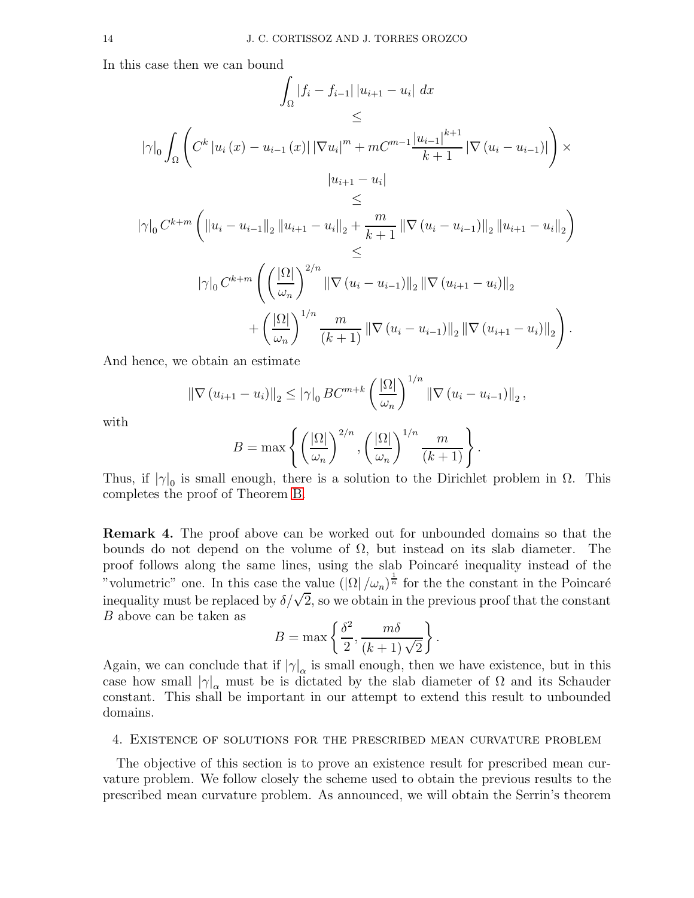In this case then we can bound

$$
\begin{gathered}
\int_{\Omega} |f_i - f_{i-1}| \, |u_{i+1} - u_i| \, dx \\
\leq \\
|\gamma|_0 \int_{\Omega} \left( C^k \, |u_i(x) - u_{i-1}(x)| \, |\nabla u_i|^m + m C^{m-1} \frac{|u_{i-1}|^{k+1}}{k+1} \, |\nabla (u_i - u_{i-1})| \right) \times \\
|u_{i+1} - u_i| \\
\leq \\
|\gamma|_0 \, C^{k+m} \left( \|u_i - u_{i-1}\|_2 \, \|u_{i+1} - u_i\|_2 + \frac{m}{k+1} \|\nabla (u_i - u_{i-1})\|_2 \, \|u_{i+1} - u_i\|_2 \right) \\
\leq \\
|\gamma|_0 \, C^{k+m} \left( \left( \frac{|\Omega|}{\omega_n} \right)^{2/n} \|\nabla (u_i - u_{i-1})\|_2 \, \|\nabla (u_{i+1} - u_i)\|_2 \right. \\
\left. + \left( \frac{|\Omega|}{\omega_n} \right)^{1/n} \frac{m}{(k+1)} \|\nabla (u_i - u_{i-1})\|_2 \, \|\nabla (u_{i+1} - u_i)\|_2 \right).
\end{gathered}
$$

And hence, we obtain an estimate

$$
\|\nabla (u_{i+1} - u_i)\|_2 \leq |\gamma|_0 \, B C^{m+k} \left( \frac{|\Omega|}{\omega_n} \right)^{1/n} \|\nabla (u_i - u_{i-1})\|_2,
$$

with

$$
B = \max \left\{ \left( \frac{|\Omega|}{\omega_n} \right)^{2/n}, \left( \frac{|\Omega|}{\omega_n} \right)^{1/n} \frac{m}{(k+1)} \right\}.
$$

Thus, if $|\gamma|_0$ is small enough, there is a solution to the Dirichlet problem in $\Omega$. This completes the proof of Theorem B.

**Remark 4.** The proof above can be worked out for unbounded domains so that the bounds do not depend on the volume of $\Omega$, but instead on its slab diameter. The proof follows along the same lines, using the slab Poincaré inequality instead of the "volumetric" one. In this case the value $(|\Omega| / \omega_n)^{\frac{1}{n}}$ for the the constant in the Poincaré inequality must be replaced by $\delta/\sqrt{2}$, so we obtain in the previous proof that the constant $B$ above can be taken as

$$
B = \max \left\{ \frac{\delta^2}{2}, \frac{m\delta}{(k+1)\sqrt{2}} \right\}.
$$

Again, we can conclude that if $|\gamma|_\alpha$ is small enough, then we have existence, but in this case how small $|\gamma|_\alpha$ must be is dictated by the slab diameter of $\Omega$ and its Schauder constant. This shall be important in our attempt to extend this result to unbounded domains.

## 4. Existence of solutions for the prescribed mean curvature problem

The objective of this section is to prove an existence result for prescribed mean curvature problem. We follow closely the scheme used to obtain the previous results to the prescribed mean curvature problem. As announced, we will obtain the Serrin's theorem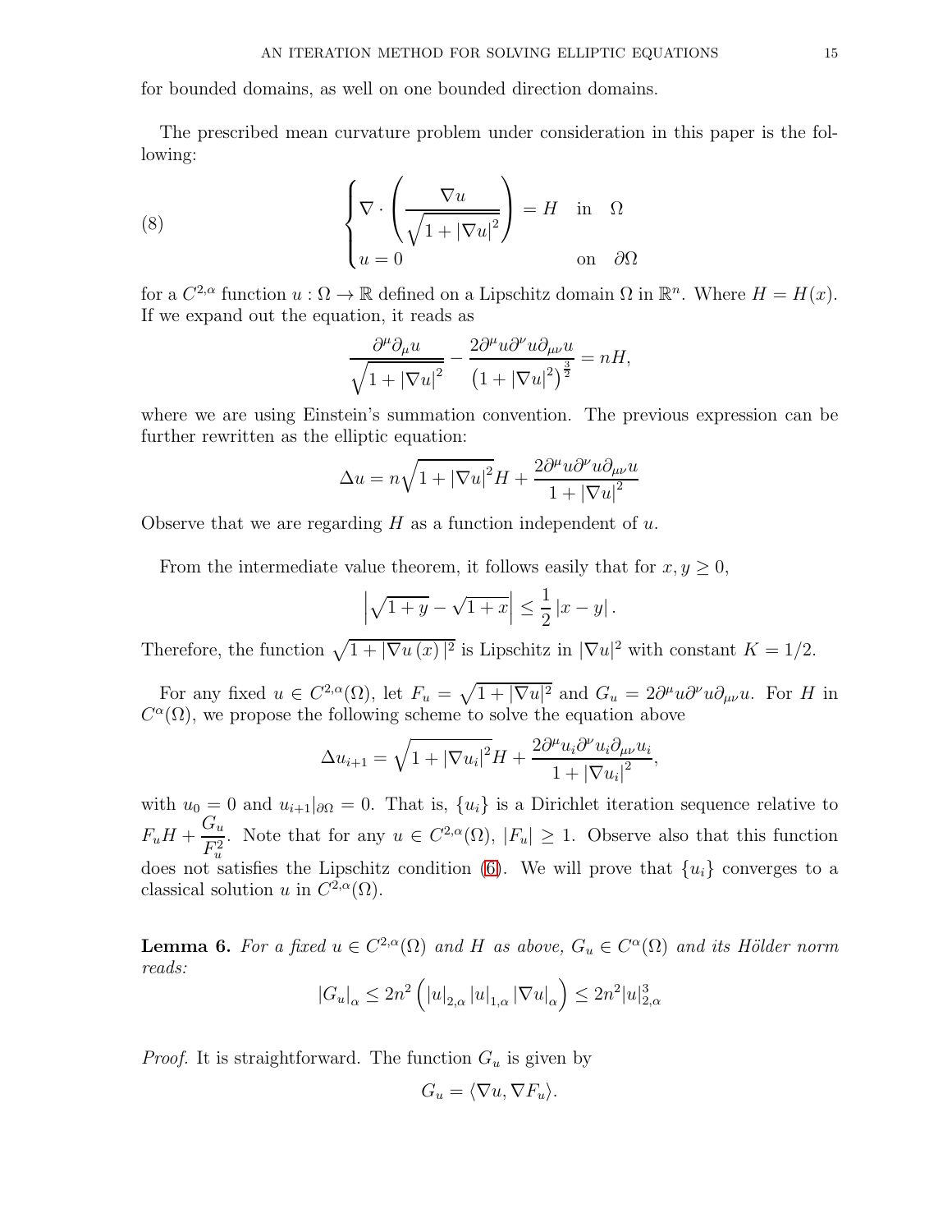for bounded domains, as well on one bounded direction domains.

The prescribed mean curvature problem under consideration in this paper is the following:

$$
\begin{cases} \nabla \cdot \left( \dfrac{\nabla u}{\sqrt{1+|\nabla u|^2}} \right) = H & \text{in} \quad \Omega \\ u = 0 & \text{on} \quad \partial\Omega \end{cases} \tag{8}
$$

for a $C^{2,\alpha}$ function $u : \Omega \to \mathbb{R}$ defined on a Lipschitz domain $\Omega$ in $\mathbb{R}^n$. Where $H = H(x)$. If we expand out the equation, it reads as

$$
\frac{\partial^\mu \partial_\mu u}{\sqrt{1+|\nabla u|^2}} - \frac{2\partial^\mu u \partial^\nu u \partial_{\mu\nu} u}{\left(1+|\nabla u|^2\right)^{\frac{3}{2}}} = nH,
$$

where we are using Einstein's summation convention. The previous expression can be further rewritten as the elliptic equation:

$$
\Delta u = n\sqrt{1+|\nabla u|^2} H + \frac{2\partial^\mu u \partial^\nu u \partial_{\mu\nu} u}{1+|\nabla u|^2}
$$

Observe that we are regarding $H$ as a function independent of $u$.

From the intermediate value theorem, it follows easily that for $x, y \geq 0$,

$$
\left| \sqrt{1+y} - \sqrt{1+x} \right| \leq \frac{1}{2} |x - y| .
$$

Therefore, the function $\sqrt{1+|\nabla u(x)|^2}$ is Lipschitz in $|\nabla u|^2$ with constant $K = 1/2$.

For any fixed $u \in C^{2,\alpha}(\Omega)$, let $F_u = \sqrt{1+|\nabla u|^2}$ and $G_u = 2\partial^\mu u \partial^\nu u \partial_{\mu\nu} u$. For $H$ in $C^\alpha(\Omega)$, we propose the following scheme to solve the equation above

$$
\Delta u_{i+1} = \sqrt{1+|\nabla u_i|^2} H + \frac{2\partial^\mu u_i \partial^\nu u_i \partial_{\mu\nu} u_i}{1+|\nabla u_i|^2},
$$

with $u_0 = 0$ and $u_{i+1}|_{\partial\Omega} = 0$. That is, $\{u_i\}$ is a Dirichlet iteration sequence relative to $F_u H + \dfrac{G_u}{F_u^2}$. Note that for any $u \in C^{2,\alpha}(\Omega)$, $|F_u| \geq 1$. Observe also that this function does not satisfies the Lipschitz condition (6). We will prove that $\{u_i\}$ converges to a classical solution $u$ in $C^{2,\alpha}(\Omega)$.

**Lemma 6.** *For a fixed $u \in C^{2,\alpha}(\Omega)$ and $H$ as above, $G_u \in C^\alpha(\Omega)$ and its Hölder norm reads:*

$$
|G_u|_\alpha \leq 2n^2 \left( |u|_{2,\alpha} |u|_{1,\alpha} |\nabla u|_\alpha \right) \leq 2n^2 |u|_{2,\alpha}^3
$$

*Proof.* It is straightforward. The function $G_u$ is given by

$$
G_u = \langle \nabla u, \nabla F_u \rangle.
$$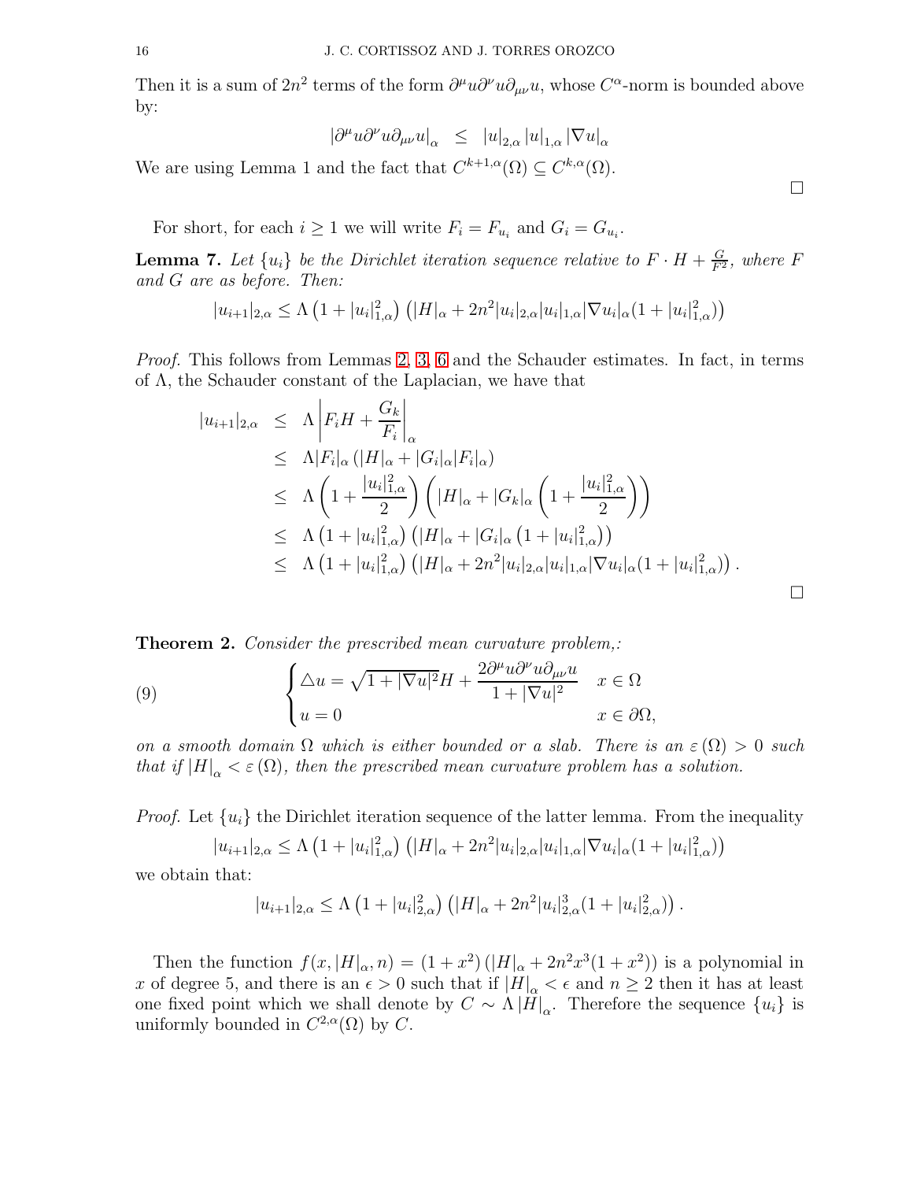Then it is a sum of $2n^2$ terms of the form $\partial^\mu u \partial^\nu u \partial_{\mu\nu} u$, whose $C^\alpha$-norm is bounded above by:

$$|\partial^\mu u \partial^\nu u \partial_{\mu\nu} u|_\alpha \leq |u|_{2,\alpha} |u|_{1,\alpha} |\nabla u|_\alpha$$

We are using Lemma 1 and the fact that $C^{k+1,\alpha}(\Omega) \subseteq C^{k,\alpha}(\Omega)$.

□

For short, for each $i \geq 1$ we will write $F_i = F_{u_i}$ and $G_i = G_{u_i}$.

**Lemma 7.** *Let $\{u_i\}$ be the Dirichlet iteration sequence relative to $F \cdot H + \frac{G}{F^2}$, where $F$ and $G$ are as before. Then:*

$$|u_{i+1}|_{2,\alpha} \leq \Lambda \left(1 + |u_i|_{1,\alpha}^2\right) \left(|H|_\alpha + 2n^2 |u_i|_{2,\alpha} |u_i|_{1,\alpha} |\nabla u_i|_\alpha (1 + |u_i|_{1,\alpha}^2)\right)$$

*Proof.* This follows from Lemmas 2, 3, 6 and the Schauder estimates. In fact, in terms of $\Lambda$, the Schauder constant of the Laplacian, we have that

$$\begin{aligned}
|u_{i+1}|_{2,\alpha} &\leq \Lambda \left| F_i H + \frac{G_k}{F_i} \right|_\alpha \\
&\leq \Lambda |F_i|_\alpha \left(|H|_\alpha + |G_i|_\alpha |F_i|_\alpha\right) \\
&\leq \Lambda \left(1 + \frac{|u_i|_{1,\alpha}^2}{2}\right) \left(|H|_\alpha + |G_k|_\alpha \left(1 + \frac{|u_i|_{1,\alpha}^2}{2}\right)\right) \\
&\leq \Lambda \left(1 + |u_i|_{1,\alpha}^2\right) \left(|H|_\alpha + |G_i|_\alpha \left(1 + |u_i|_{1,\alpha}^2\right)\right) \\
&\leq \Lambda \left(1 + |u_i|_{1,\alpha}^2\right) \left(|H|_\alpha + 2n^2 |u_i|_{2,\alpha} |u_i|_{1,\alpha} |\nabla u_i|_\alpha (1 + |u_i|_{1,\alpha}^2)\right).
\end{aligned}$$

□

**Theorem 2.** *Consider the prescribed mean curvature problem,:*

$$\begin{cases} \triangle u = \sqrt{1 + |\nabla u|^2} H + \dfrac{2\partial^\mu u \partial^\nu u \partial_{\mu\nu} u}{1 + |\nabla u|^2} & x \in \Omega \\ u = 0 & x \in \partial\Omega, \end{cases} \tag{9}$$

*on a smooth domain $\Omega$ which is either bounded or a slab. There is an $\varepsilon(\Omega) > 0$ such that if $|H|_\alpha < \varepsilon(\Omega)$, then the prescribed mean curvature problem has a solution.*

*Proof.* Let $\{u_i\}$ the Dirichlet iteration sequence of the latter lemma. From the inequality

$$|u_{i+1}|_{2,\alpha} \leq \Lambda \left(1 + |u_i|_{1,\alpha}^2\right) \left(|H|_\alpha + 2n^2 |u_i|_{2,\alpha} |u_i|_{1,\alpha} |\nabla u_i|_\alpha (1 + |u_i|_{1,\alpha}^2)\right)$$

we obtain that:

$$|u_{i+1}|_{2,\alpha} \leq \Lambda \left(1 + |u_i|_{2,\alpha}^2\right) \left(|H|_\alpha + 2n^2 |u_i|_{2,\alpha}^3 (1 + |u_i|_{2,\alpha}^2)\right).$$

Then the function $f(x, |H|_\alpha, n) = (1 + x^2)\left(|H|_\alpha + 2n^2 x^3 (1 + x^2)\right)$ is a polynomial in $x$ of degree 5, and there is an $\epsilon > 0$ such that if $|H|_\alpha < \epsilon$ and $n \geq 2$ then it has at least one fixed point which we shall denote by $C \sim \Lambda |H|_\alpha$. Therefore the sequence $\{u_i\}$ is uniformly bounded in $C^{2,\alpha}(\Omega)$ by $C$.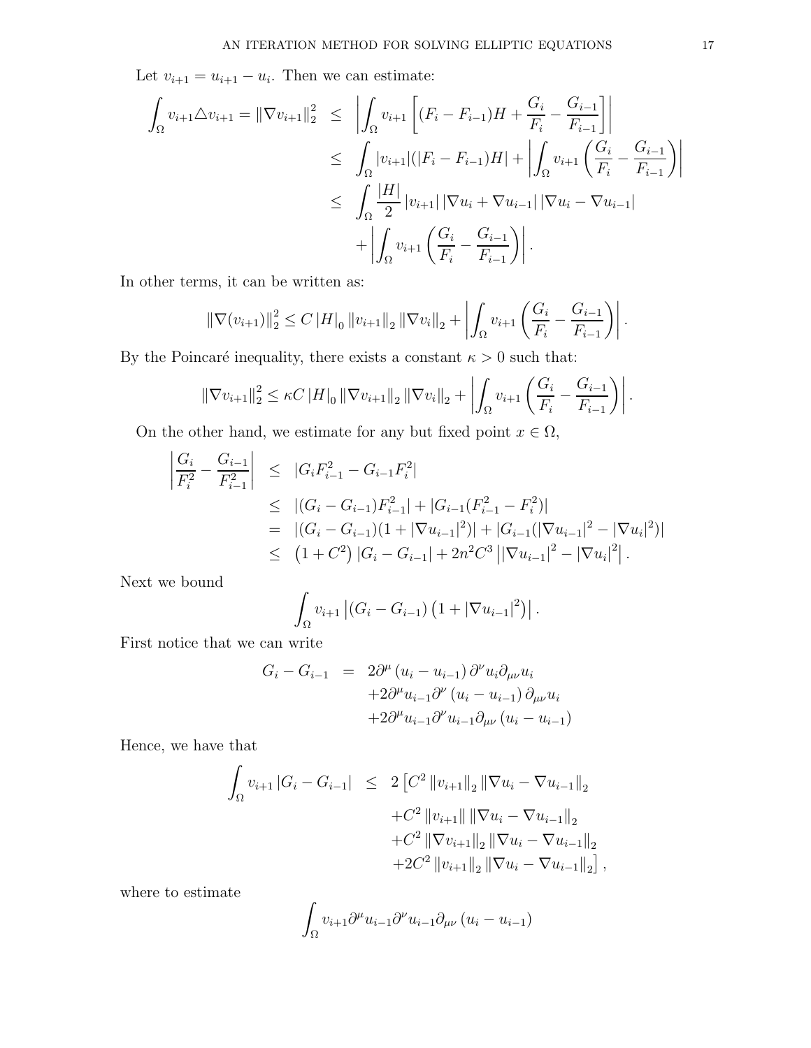Let $v_{i+1} = u_{i+1} - u_i$. Then we can estimate:

$$
\begin{aligned}
\int_\Omega v_{i+1} \triangle v_{i+1} = \|\nabla v_{i+1}\|_2^2 &\leq \left| \int_\Omega v_{i+1} \left[ (F_i - F_{i-1}) H + \frac{G_i}{F_i} - \frac{G_{i-1}}{F_{i-1}} \right] \right| \\
&\leq \int_\Omega |v_{i+1}| (|F_i - F_{i-1}) H| + \left| \int_\Omega v_{i+1} \left( \frac{G_i}{F_i} - \frac{G_{i-1}}{F_{i-1}} \right) \right| \\
&\leq \int_\Omega \frac{|H|}{2} |v_{i+1}| \, |\nabla u_i + \nabla u_{i-1}| \, |\nabla u_i - \nabla u_{i-1}| \\
&\quad + \left| \int_\Omega v_{i+1} \left( \frac{G_i}{F_i} - \frac{G_{i-1}}{F_{i-1}} \right) \right|.
\end{aligned}
$$

In other terms, it can be written as:

$$
\|\nabla (v_{i+1})\|_2^2 \leq C \, |H|_0 \, \|v_{i+1}\|_2 \, \|\nabla v_i\|_2 + \left| \int_\Omega v_{i+1} \left( \frac{G_i}{F_i} - \frac{G_{i-1}}{F_{i-1}} \right) \right|.
$$

By the Poincaré inequality, there exists a constant $\kappa > 0$ such that:

$$
\|\nabla v_{i+1}\|_2^2 \leq \kappa C \, |H|_0 \, \|\nabla v_{i+1}\|_2 \, \|\nabla v_i\|_2 + \left| \int_\Omega v_{i+1} \left( \frac{G_i}{F_i} - \frac{G_{i-1}}{F_{i-1}} \right) \right|.
$$

On the other hand, we estimate for any but fixed point $x \in \Omega$,

$$
\begin{aligned}
\left| \frac{G_i}{F_i^2} - \frac{G_{i-1}}{F_{i-1}^2} \right| &\leq |G_i F_{i-1}^2 - G_{i-1} F_i^2| \\
&\leq |(G_i - G_{i-1}) F_{i-1}^2| + |G_{i-1} (F_{i-1}^2 - F_i^2)| \\
&= |(G_i - G_{i-1})(1 + |\nabla u_{i-1}|^2)| + |G_{i-1} (|\nabla u_{i-1}|^2 - |\nabla u_i|^2)| \\
&\leq \left(1 + C^2\right) |G_i - G_{i-1}| + 2n^2 C^3 \left| |\nabla u_{i-1}|^2 - |\nabla u_i|^2 \right|.
\end{aligned}
$$

Next we bound

$$
\int_\Omega v_{i+1} \left| (G_i - G_{i-1}) \left(1 + |\nabla u_{i-1}|^2\right) \right|.
$$

First notice that we can write

$$
\begin{aligned}
G_i - G_{i-1} &= 2 \partial^\mu (u_i - u_{i-1}) \, \partial^\nu u_i \partial_{\mu\nu} u_i \\
&\quad + 2 \partial^\mu u_{i-1} \partial^\nu (u_i - u_{i-1}) \, \partial_{\mu\nu} u_i \\
&\quad + 2 \partial^\mu u_{i-1} \partial^\nu u_{i-1} \partial_{\mu\nu} (u_i - u_{i-1})
\end{aligned}
$$

Hence, we have that

$$
\begin{aligned}
\int_\Omega v_{i+1} |G_i - G_{i-1}| &\leq 2 \left[ C^2 \|v_{i+1}\|_2 \, \|\nabla u_i - \nabla u_{i-1}\|_2 \right. \\
&\quad + C^2 \|v_{i+1}\| \, \|\nabla u_i - \nabla u_{i-1}\|_2 \\
&\quad + C^2 \|\nabla v_{i+1}\|_2 \, \|\nabla u_i - \nabla u_{i-1}\|_2 \\
&\quad \left. + 2C^2 \|v_{i+1}\|_2 \, \|\nabla u_i - \nabla u_{i-1}\|_2 \right],
\end{aligned}
$$

where to estimate

$$
\int_\Omega v_{i+1} \partial^\mu u_{i-1} \partial^\nu u_{i-1} \partial_{\mu\nu} (u_i - u_{i-1})
$$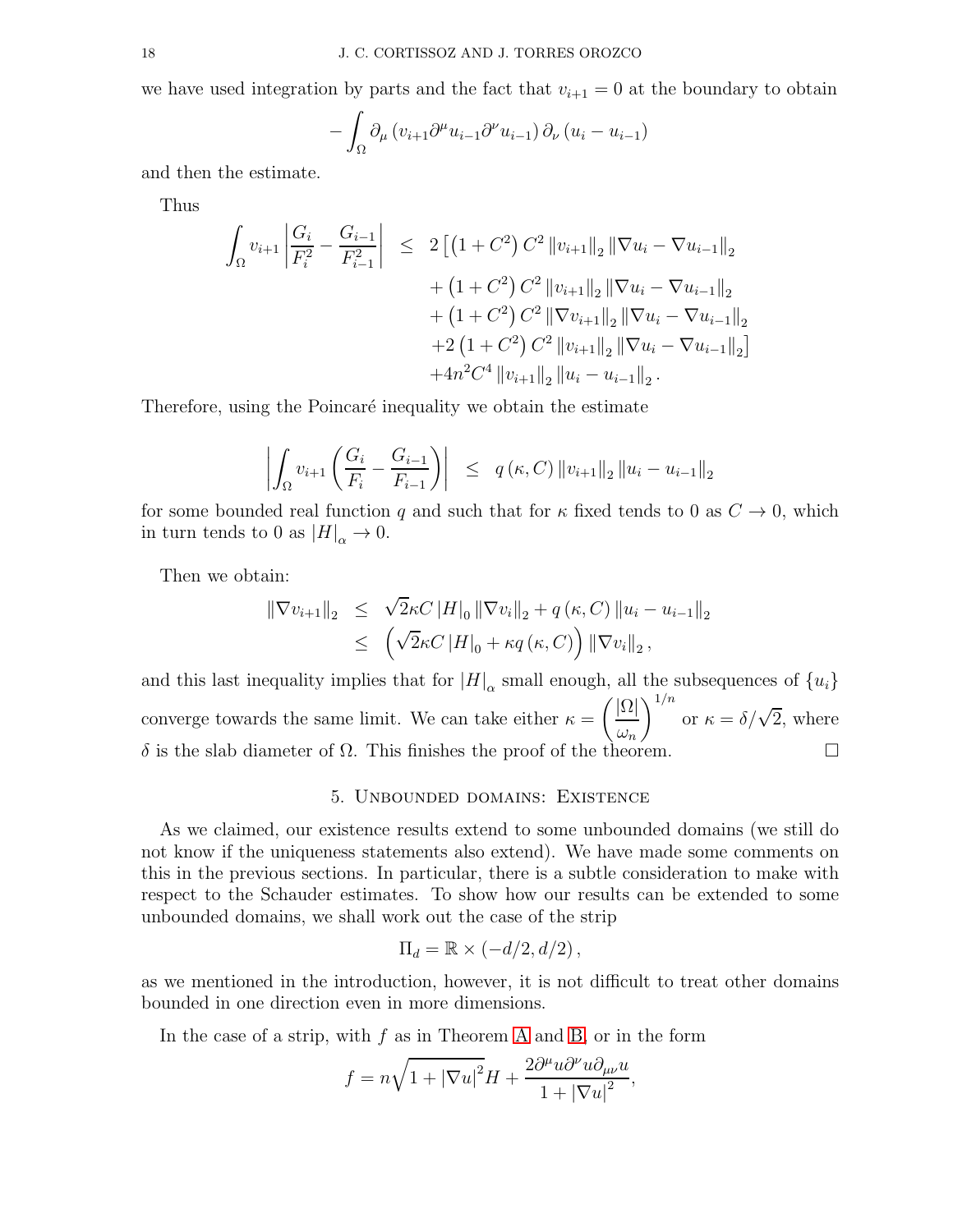we have used integration by parts and the fact that $v_{i+1} = 0$ at the boundary to obtain

$$-\int_{\Omega} \partial_{\mu}\left(v_{i+1}\partial^{\mu}u_{i-1}\partial^{\nu}u_{i-1}\right)\partial_{\nu}\left(u_i - u_{i-1}\right)$$

and then the estimate.

Thus

$$\begin{aligned}
\int_{\Omega} v_{i+1}\left|\frac{G_i}{F_i^2} - \frac{G_{i-1}}{F_{i-1}^2}\right| \;\; &\leq \;\; 2\left[\left(1+C^2\right)C^2\left\|v_{i+1}\right\|_2\left\|\nabla u_i - \nabla u_{i-1}\right\|_2\right. \\
&\quad + \left(1+C^2\right)C^2\left\|v_{i+1}\right\|_2\left\|\nabla u_i - \nabla u_{i-1}\right\|_2 \\
&\quad + \left(1+C^2\right)C^2\left\|\nabla v_{i+1}\right\|_2\left\|\nabla u_i - \nabla u_{i-1}\right\|_2 \\
&\quad \left. +2\left(1+C^2\right)C^2\left\|v_{i+1}\right\|_2\left\|\nabla u_i - \nabla u_{i-1}\right\|_2\right] \\
&\quad +4n^2C^4\left\|v_{i+1}\right\|_2\left\|u_i - u_{i-1}\right\|_2.
\end{aligned}$$

Therefore, using the Poincaré inequality we obtain the estimate

$$\left|\int_{\Omega} v_{i+1}\left(\frac{G_i}{F_i} - \frac{G_{i-1}}{F_{i-1}}\right)\right| \;\; \leq \;\; q\left(\kappa, C\right)\left\|v_{i+1}\right\|_2\left\|u_i - u_{i-1}\right\|_2$$

for some bounded real function $q$ and such that for $\kappa$ fixed tends to 0 as $C \to 0$, which in turn tends to 0 as $\left|H\right|_{\alpha} \to 0$.

Then we obtain:

$$\begin{aligned}
\left\|\nabla v_{i+1}\right\|_2 \;\; &\leq \;\; \sqrt{2}\kappa C\left|H\right|_0\left\|\nabla v_i\right\|_2 + q\left(\kappa, C\right)\left\|u_i - u_{i-1}\right\|_2 \\
&\leq \;\; \left(\sqrt{2}\kappa C\left|H\right|_0 + \kappa q\left(\kappa, C\right)\right)\left\|\nabla v_i\right\|_2,
\end{aligned}$$

and this last inequality implies that for $\left|H\right|_{\alpha}$ small enough, all the subsequences of $\{u_i\}$ converge towards the same limit. We can take either $\kappa = \left(\dfrac{|\Omega|}{\omega_n}\right)^{1/n}$ or $\kappa = \delta/\sqrt{2}$, where $\delta$ is the slab diameter of $\Omega$. This finishes the proof of the theorem. □

## 5. Unbounded domains: Existence

As we claimed, our existence results extend to some unbounded domains (we still do not know if the uniqueness statements also extend). We have made some comments on this in the previous sections. In particular, there is a subtle consideration to make with respect to the Schauder estimates. To show how our results can be extended to some unbounded domains, we shall work out the case of the strip

$$\Pi_d = \mathbb{R} \times \left(-d/2, d/2\right),$$

as we mentioned in the introduction, however, it is not difficult to treat other domains bounded in one direction even in more dimensions.

In the case of a strip, with $f$ as in Theorem A and B, or in the form

$$f = n\sqrt{1 + \left|\nabla u\right|^2}H + \frac{2\partial^{\mu}u\partial^{\nu}u\partial_{\mu\nu}u}{1 + \left|\nabla u\right|^2},$$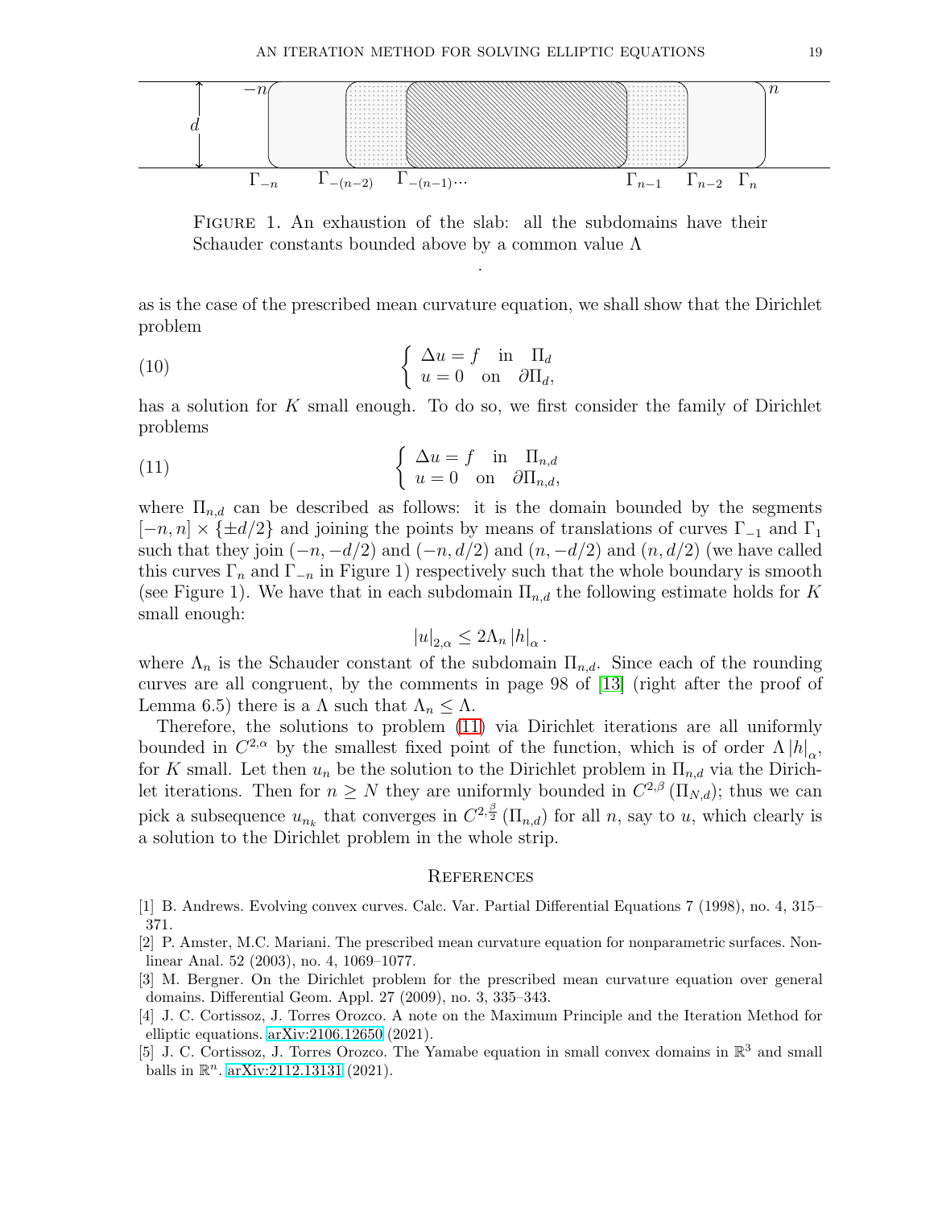FIGURE 1. An exhaustion of the slab: all the subdomains have their Schauder constants bounded above by a common value $\Lambda$

.

as is the case of the prescribed mean curvature equation, we shall show that the Dirichlet problem

$$
\begin{cases} \Delta u = f & \text{in} \quad \Pi_d \\ u = 0 & \text{on} \quad \partial \Pi_d, \end{cases} \tag{10}
$$

has a solution for $K$ small enough. To do so, we first consider the family of Dirichlet problems

$$
\begin{cases} \Delta u = f & \text{in} \quad \Pi_{n,d} \\ u = 0 & \text{on} \quad \partial \Pi_{n,d}, \end{cases} \tag{11}
$$

where $\Pi_{n,d}$ can be described as follows: it is the domain bounded by the segments $[-n, n] \times \{\pm d/2\}$ and joining the points by means of translations of curves $\Gamma_{-1}$ and $\Gamma_1$ such that they join $(-n, -d/2)$ and $(-n, d/2)$ and $(n, -d/2)$ and $(n, d/2)$ (we have called this curves $\Gamma_n$ and $\Gamma_{-n}$ in Figure 1) respectively such that the whole boundary is smooth (see Figure 1). We have that in each subdomain $\Pi_{n,d}$ the following estimate holds for $K$ small enough:

$$
|u|_{2,\alpha} \leq 2\Lambda_n \, |h|_{\alpha} \, .
$$

where $\Lambda_n$ is the Schauder constant of the subdomain $\Pi_{n,d}$. Since each of the rounding curves are all congruent, by the comments in page 98 of [13] (right after the proof of Lemma 6.5) there is a $\Lambda$ such that $\Lambda_n \leq \Lambda$.

Therefore, the solutions to problem (11) via Dirichlet iterations are all uniformly bounded in $C^{2,\alpha}$ by the smallest fixed point of the function, which is of order $\Lambda \, |h|_{\alpha}$, for $K$ small. Let then $u_n$ be the solution to the Dirichlet problem in $\Pi_{n,d}$ via the Dirichlet iterations. Then for $n \geq N$ they are uniformly bounded in $C^{2,\beta}(\Pi_{N,d})$; thus we can pick a subsequence $u_{n_k}$ that converges in $C^{2,\frac{\beta}{2}}(\Pi_{n,d})$ for all $n$, say to $u$, which clearly is a solution to the Dirichlet problem in the whole strip.

## References

[1] B. Andrews. Evolving convex curves. Calc. Var. Partial Differential Equations 7 (1998), no. 4, 315–371.

[2] P. Amster, M.C. Mariani. The prescribed mean curvature equation for nonparametric surfaces. Nonlinear Anal. 52 (2003), no. 4, 1069–1077.

[3] M. Bergner. On the Dirichlet problem for the prescribed mean curvature equation over general domains. Differential Geom. Appl. 27 (2009), no. 3, 335–343.

[4] J. C. Cortissoz, J. Torres Orozco. A note on the Maximum Principle and the Iteration Method for elliptic equations. arXiv:2106.12650 (2021).

[5] J. C. Cortissoz, J. Torres Orozco. The Yamabe equation in small convex domains in $\mathbb{R}^3$ and small balls in $\mathbb{R}^n$. arXiv:2112.13131 (2021).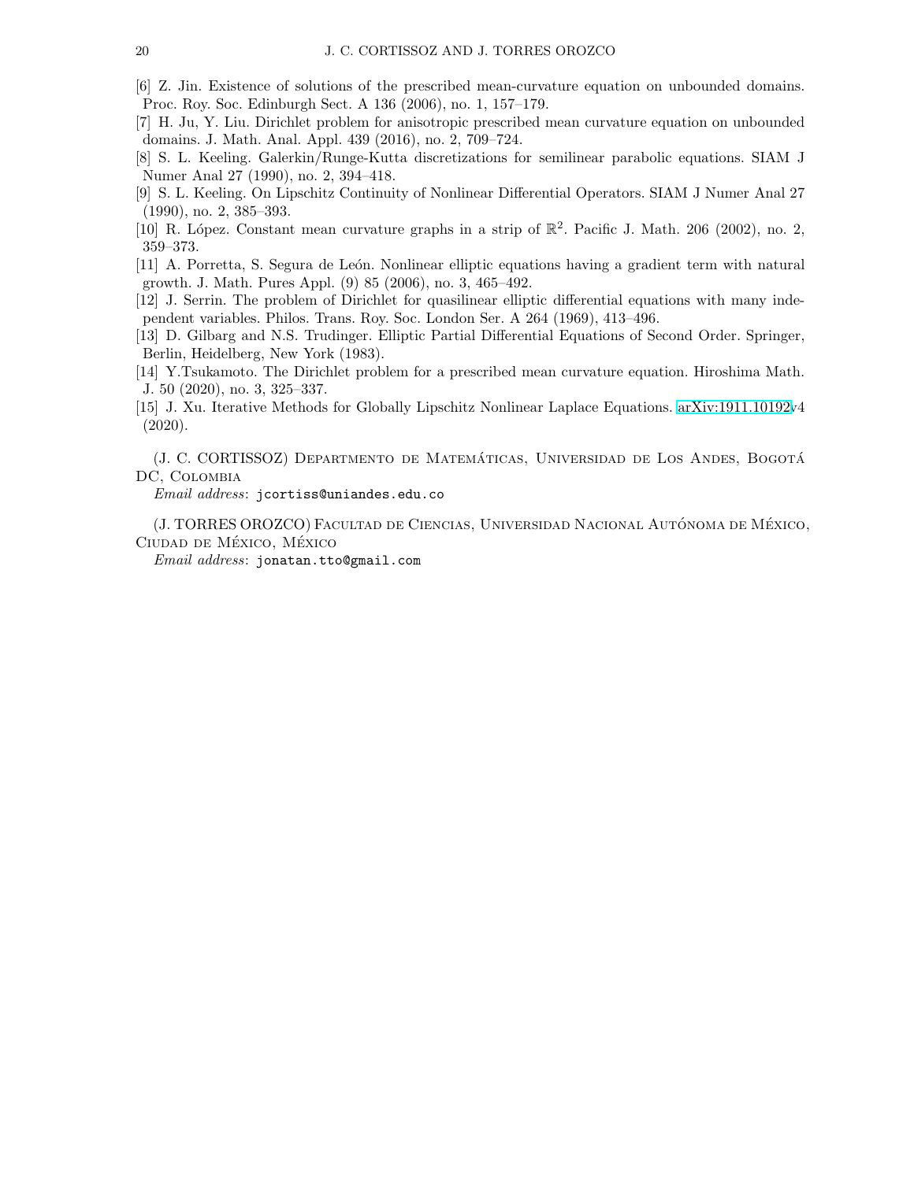[6] Z. Jin. Existence of solutions of the prescribed mean-curvature equation on unbounded domains. Proc. Roy. Soc. Edinburgh Sect. A 136 (2006), no. 1, 157–179.

[7] H. Ju, Y. Liu. Dirichlet problem for anisotropic prescribed mean curvature equation on unbounded domains. J. Math. Anal. Appl. 439 (2016), no. 2, 709–724.

[8] S. L. Keeling. Galerkin/Runge-Kutta discretizations for semilinear parabolic equations. SIAM J Numer Anal 27 (1990), no. 2, 394–418.

[9] S. L. Keeling. On Lipschitz Continuity of Nonlinear Differential Operators. SIAM J Numer Anal 27 (1990), no. 2, 385–393.

[10] R. López. Constant mean curvature graphs in a strip of $\mathbb{R}^2$. Pacific J. Math. 206 (2002), no. 2, 359–373.

[11] A. Porretta, S. Segura de León. Nonlinear elliptic equations having a gradient term with natural growth. J. Math. Pures Appl. (9) 85 (2006), no. 3, 465–492.

[12] J. Serrin. The problem of Dirichlet for quasilinear elliptic differential equations with many independent variables. Philos. Trans. Roy. Soc. London Ser. A 264 (1969), 413–496.

[13] D. Gilbarg and N.S. Trudinger. Elliptic Partial Differential Equations of Second Order. Springer, Berlin, Heidelberg, New York (1983).

[14] Y.Tsukamoto. The Dirichlet problem for a prescribed mean curvature equation. Hiroshima Math. J. 50 (2020), no. 3, 325–337.

[15] J. Xu. Iterative Methods for Globally Lipschitz Nonlinear Laplace Equations. arXiv:1911.10192v4 (2020).

(J. C. CORTISSOZ) Departmento de Matemáticas, Universidad de Los Andes, Bogotá DC, Colombia

*Email address*: jcortiss@uniandes.edu.co

(J. TORRES OROZCO) Facultad de Ciencias, Universidad Nacional Autónoma de México, Ciudad de México, México

*Email address*: jonatan.tto@gmail.com